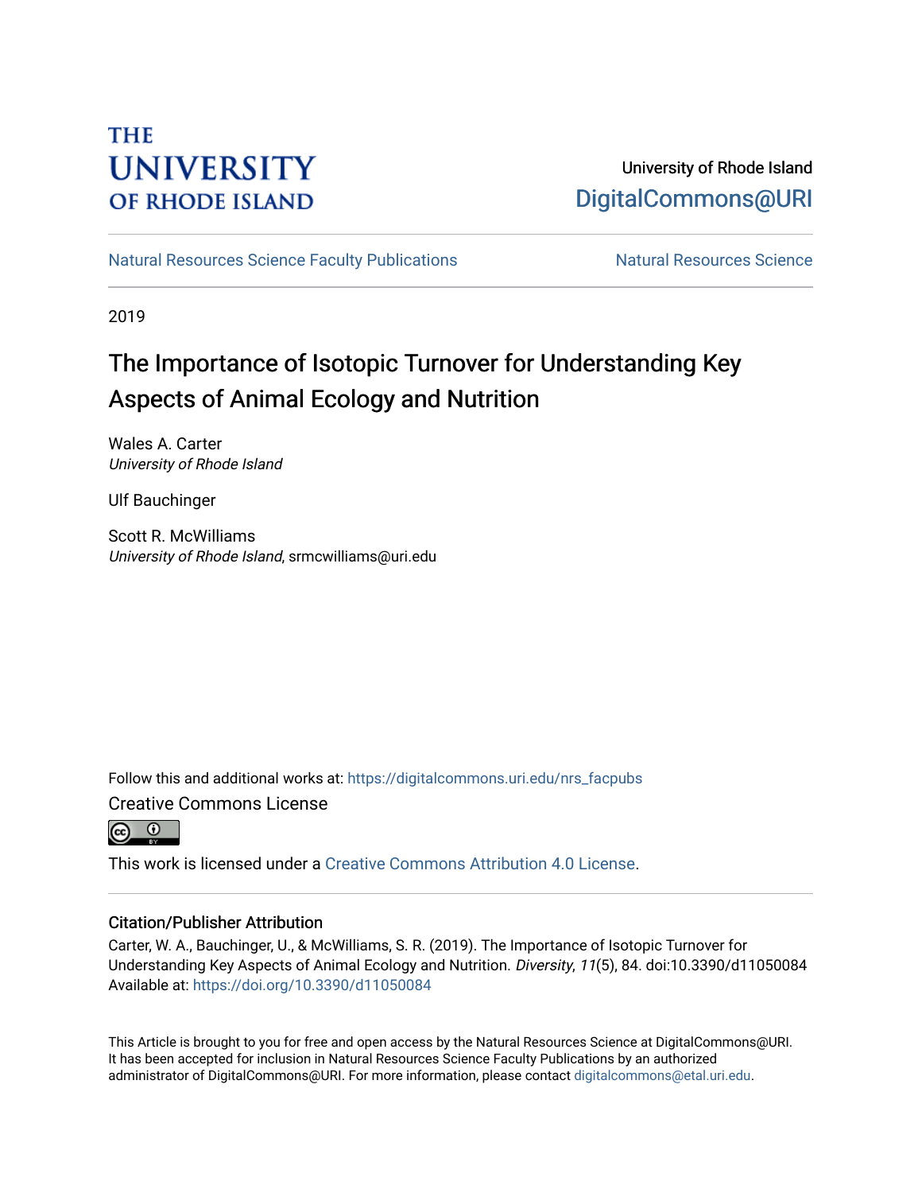THE UNIVERSITY OF RHODE ISLAND

University of Rhode Island
DigitalCommons@URI

Natural Resources Science Faculty Publications | Natural Resources Science

2019

# The Importance of Isotopic Turnover for Understanding Key Aspects of Animal Ecology and Nutrition

Wales A. Carter
*University of Rhode Island*

Ulf Bauchinger

Scott R. McWilliams
*University of Rhode Island*, srmcwilliams@uri.edu

Follow this and additional works at: https://digitalcommons.uri.edu/nrs_facpubs

Creative Commons License

This work is licensed under a Creative Commons Attribution 4.0 License.

### Citation/Publisher Attribution

Carter, W. A., Bauchinger, U., & McWilliams, S. R. (2019). The Importance of Isotopic Turnover for Understanding Key Aspects of Animal Ecology and Nutrition. *Diversity*, *11*(5), 84. doi:10.3390/d11050084
Available at: https://doi.org/10.3390/d11050084

This Article is brought to you for free and open access by the Natural Resources Science at DigitalCommons@URI. It has been accepted for inclusion in Natural Resources Science Faculty Publications by an authorized administrator of DigitalCommons@URI. For more information, please contact digitalcommons@etal.uri.edu.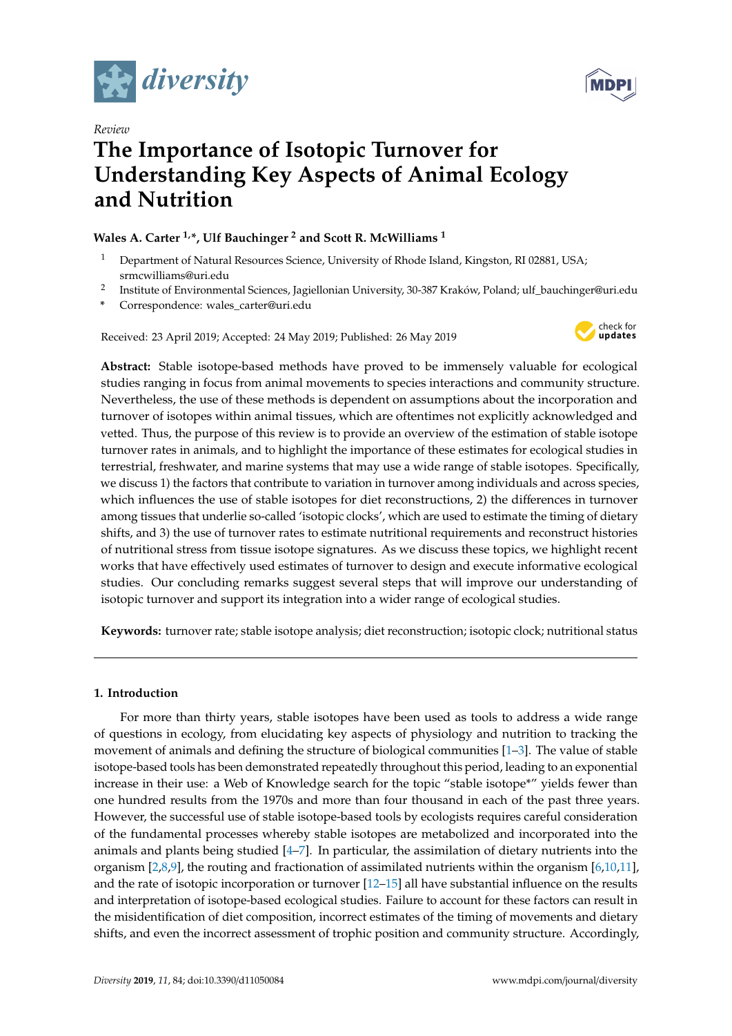# diversity

Review

# The Importance of Isotopic Turnover for Understanding Key Aspects of Animal Ecology and Nutrition

**Wales A. Carter [1,*], Ulf Bauchinger [2] and Scott R. McWilliams [1]**

[1] Department of Natural Resources Science, University of Rhode Island, Kingston, RI 02881, USA; srmcwilliams@uri.edu

[2] Institute of Environmental Sciences, Jagiellonian University, 30-387 Kraków, Poland; ulf_bauchinger@uri.edu

[*] Correspondence: wales_carter@uri.edu

Received: 23 April 2019; Accepted: 24 May 2019; Published: 26 May 2019

**Abstract:** Stable isotope-based methods have proved to be immensely valuable for ecological studies ranging in focus from animal movements to species interactions and community structure. Nevertheless, the use of these methods is dependent on assumptions about the incorporation and turnover of isotopes within animal tissues, which are oftentimes not explicitly acknowledged and vetted. Thus, the purpose of this review is to provide an overview of the estimation of stable isotope turnover rates in animals, and to highlight the importance of these estimates for ecological studies in terrestrial, freshwater, and marine systems that may use a wide range of stable isotopes. Specifically, we discuss 1) the factors that contribute to variation in turnover among individuals and across species, which influences the use of stable isotopes for diet reconstructions, 2) the differences in turnover among tissues that underlie so-called 'isotopic clocks', which are used to estimate the timing of dietary shifts, and 3) the use of turnover rates to estimate nutritional requirements and reconstruct histories of nutritional stress from tissue isotope signatures. As we discuss these topics, we highlight recent works that have effectively used estimates of turnover to design and execute informative ecological studies. Our concluding remarks suggest several steps that will improve our understanding of isotopic turnover and support its integration into a wider range of ecological studies.

**Keywords:** turnover rate; stable isotope analysis; diet reconstruction; isotopic clock; nutritional status

## 1. Introduction

For more than thirty years, stable isotopes have been used as tools to address a wide range of questions in ecology, from elucidating key aspects of physiology and nutrition to tracking the movement of animals and defining the structure of biological communities [1–3]. The value of stable isotope-based tools has been demonstrated repeatedly throughout this period, leading to an exponential increase in their use: a Web of Knowledge search for the topic "stable isotope*" yields fewer than one hundred results from the 1970s and more than four thousand in each of the past three years. However, the successful use of stable isotope-based tools by ecologists requires careful consideration of the fundamental processes whereby stable isotopes are metabolized and incorporated into the animals and plants being studied [4–7]. In particular, the assimilation of dietary nutrients into the organism [2,8,9], the routing and fractionation of assimilated nutrients within the organism [6,10,11], and the rate of isotopic incorporation or turnover [12–15] all have substantial influence on the results and interpretation of isotope-based ecological studies. Failure to account for these factors can result in the misidentification of diet composition, incorrect estimates of the timing of movements and dietary shifts, and even the incorrect assessment of trophic position and community structure. Accordingly,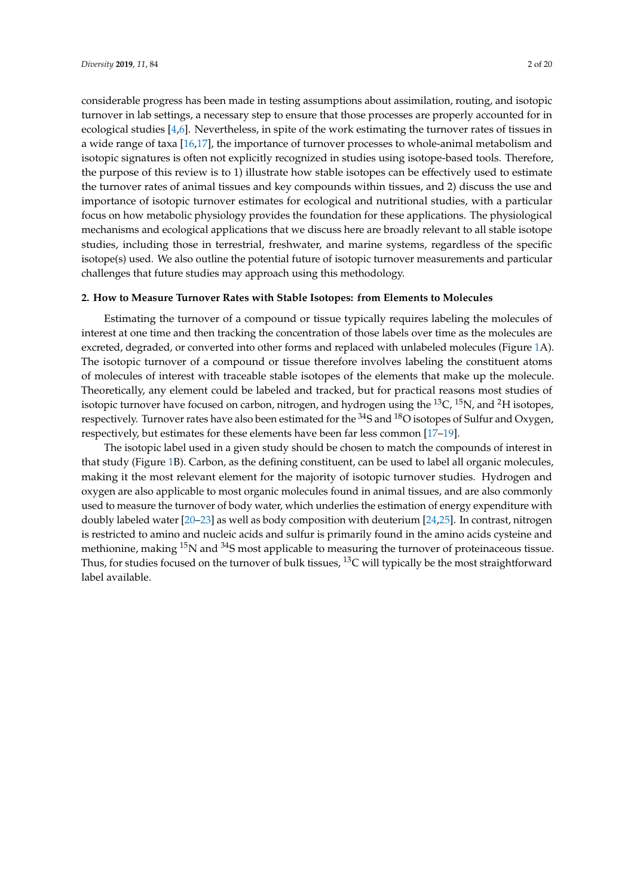considerable progress has been made in testing assumptions about assimilation, routing, and isotopic turnover in lab settings, a necessary step to ensure that those processes are properly accounted for in ecological studies [4,6]. Nevertheless, in spite of the work estimating the turnover rates of tissues in a wide range of taxa [16,17], the importance of turnover processes to whole-animal metabolism and isotopic signatures is often not explicitly recognized in studies using isotope-based tools. Therefore, the purpose of this review is to 1) illustrate how stable isotopes can be effectively used to estimate the turnover rates of animal tissues and key compounds within tissues, and 2) discuss the use and importance of isotopic turnover estimates for ecological and nutritional studies, with a particular focus on how metabolic physiology provides the foundation for these applications. The physiological mechanisms and ecological applications that we discuss here are broadly relevant to all stable isotope studies, including those in terrestrial, freshwater, and marine systems, regardless of the specific isotope(s) used. We also outline the potential future of isotopic turnover measurements and particular challenges that future studies may approach using this methodology.

## 2. How to Measure Turnover Rates with Stable Isotopes: from Elements to Molecules

Estimating the turnover of a compound or tissue typically requires labeling the molecules of interest at one time and then tracking the concentration of those labels over time as the molecules are excreted, degraded, or converted into other forms and replaced with unlabeled molecules (Figure 1A). The isotopic turnover of a compound or tissue therefore involves labeling the constituent atoms of molecules of interest with traceable stable isotopes of the elements that make up the molecule. Theoretically, any element could be labeled and tracked, but for practical reasons most studies of isotopic turnover have focused on carbon, nitrogen, and hydrogen using the $^{13}C$, $^{15}N$, and $^{2}H$ isotopes, respectively. Turnover rates have also been estimated for the $^{34}S$ and $^{18}O$ isotopes of Sulfur and Oxygen, respectively, but estimates for these elements have been far less common [17–19].

The isotopic label used in a given study should be chosen to match the compounds of interest in that study (Figure 1B). Carbon, as the defining constituent, can be used to label all organic molecules, making it the most relevant element for the majority of isotopic turnover studies. Hydrogen and oxygen are also applicable to most organic molecules found in animal tissues, and are also commonly used to measure the turnover of body water, which underlies the estimation of energy expenditure with doubly labeled water [20–23] as well as body composition with deuterium [24,25]. In contrast, nitrogen is restricted to amino and nucleic acids and sulfur is primarily found in the amino acids cysteine and methionine, making $^{15}N$ and $^{34}S$ most applicable to measuring the turnover of proteinaceous tissue. Thus, for studies focused on the turnover of bulk tissues, $^{13}C$ will typically be the most straightforward label available.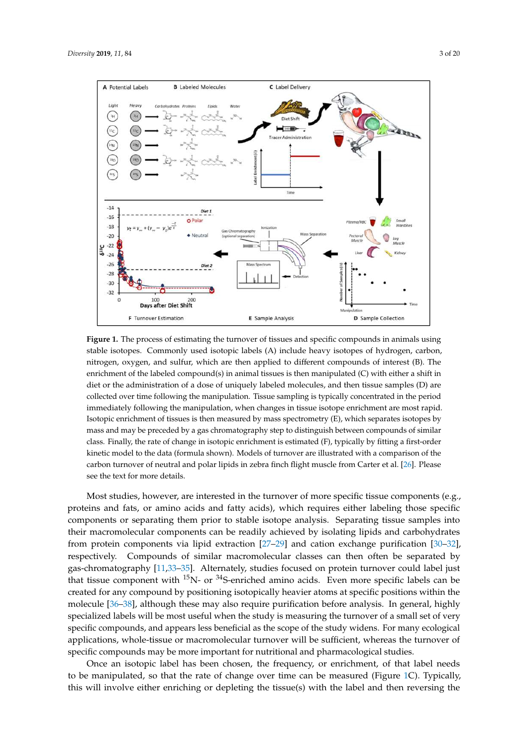**Figure 1.** The process of estimating the turnover of tissues and specific compounds in animals using stable isotopes. Commonly used isotopic labels (A) include heavy isotopes of hydrogen, carbon, nitrogen, oxygen, and sulfur, which are then applied to different compounds of interest (B). The enrichment of the labeled compound(s) in animal tissues is then manipulated (C) with either a shift in diet or the administration of a dose of uniquely labeled molecules, and then tissue samples (D) are collected over time following the manipulation. Tissue sampling is typically concentrated in the period immediately following the manipulation, when changes in tissue isotope enrichment are most rapid. Isotopic enrichment of tissues is then measured by mass spectrometry (E), which separates isotopes by mass and may be preceded by a gas chromatography step to distinguish between compounds of similar class. Finally, the rate of change in isotopic enrichment is estimated (F), typically by fitting a first-order kinetic model to the data (formula shown). Models of turnover are illustrated with a comparison of the carbon turnover of neutral and polar lipids in zebra finch flight muscle from Carter et al. [26]. Please see the text for more details.

Most studies, however, are interested in the turnover of more specific tissue components (e.g., proteins and fats, or amino acids and fatty acids), which requires either labeling those specific components or separating them prior to stable isotope analysis. Separating tissue samples into their macromolecular components can be readily achieved by isolating lipids and carbohydrates from protein components via lipid extraction [27–29] and cation exchange purification [30–32], respectively. Compounds of similar macromolecular classes can then often be separated by gas-chromatography [11,33–35]. Alternately, studies focused on protein turnover could label just that tissue component with $^{15}$N- or $^{34}$S-enriched amino acids. Even more specific labels can be created for any compound by positioning isotopically heavier atoms at specific positions within the molecule [36–38], although these may also require purification before analysis. In general, highly specialized labels will be most useful when the study is measuring the turnover of a small set of very specific compounds, and appears less beneficial as the scope of the study widens. For many ecological applications, whole-tissue or macromolecular turnover will be sufficient, whereas the turnover of specific compounds may be more important for nutritional and pharmacological studies.

Once an isotopic label has been chosen, the frequency, or enrichment, of that label needs to be manipulated, so that the rate of change over time can be measured (Figure 1C). Typically, this will involve either enriching or depleting the tissue(s) with the label and then reversing the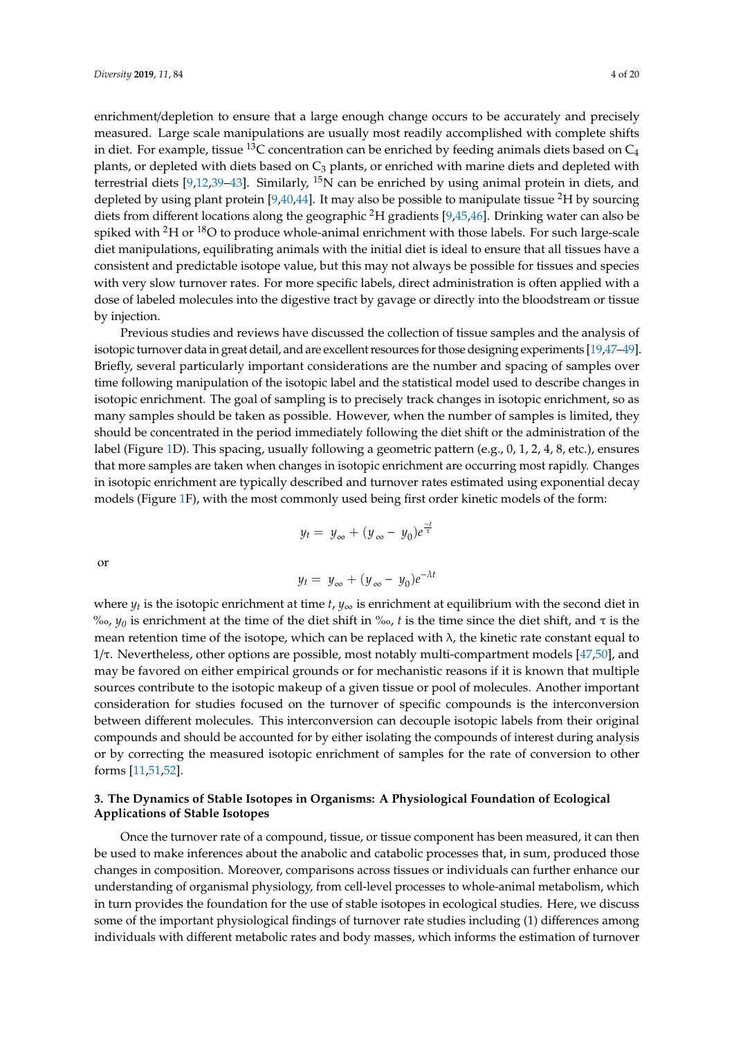enrichment/depletion to ensure that a large enough change occurs to be accurately and precisely measured. Large scale manipulations are usually most readily accomplished with complete shifts in diet. For example, tissue $^{13}C$ concentration can be enriched by feeding animals diets based on $C_4$ plants, or depleted with diets based on $C_3$ plants, or enriched with marine diets and depleted with terrestrial diets [9,12,39–43]. Similarly, $^{15}N$ can be enriched by using animal protein in diets, and depleted by using plant protein [9,40,44]. It may also be possible to manipulate tissue $^{2}H$ by sourcing diets from different locations along the geographic $^{2}H$ gradients [9,45,46]. Drinking water can also be spiked with $^{2}H$ or $^{18}O$ to produce whole-animal enrichment with those labels. For such large-scale diet manipulations, equilibrating animals with the initial diet is ideal to ensure that all tissues have a consistent and predictable isotope value, but this may not always be possible for tissues and species with very slow turnover rates. For more specific labels, direct administration is often applied with a dose of labeled molecules into the digestive tract by gavage or directly into the bloodstream or tissue by injection.

Previous studies and reviews have discussed the collection of tissue samples and the analysis of isotopic turnover data in great detail, and are excellent resources for those designing experiments [19,47–49]. Briefly, several particularly important considerations are the number and spacing of samples over time following manipulation of the isotopic label and the statistical model used to describe changes in isotopic enrichment. The goal of sampling is to precisely track changes in isotopic enrichment, so as many samples should be taken as possible. However, when the number of samples is limited, they should be concentrated in the period immediately following the diet shift or the administration of the label (Figure 1D). This spacing, usually following a geometric pattern (e.g., 0, 1, 2, 4, 8, etc.), ensures that more samples are taken when changes in isotopic enrichment are occurring most rapidly. Changes in isotopic enrichment are typically described and turnover rates estimated using exponential decay models (Figure 1F), with the most commonly used being first order kinetic models of the form:

$$y_t = y_\infty + (y_\infty - y_0)e^{\frac{-t}{\tau}}$$

or

$$y_t = y_\infty + (y_\infty - y_0)e^{-\lambda t}$$

where $y_t$ is the isotopic enrichment at time $t$, $y_\infty$ is enrichment at equilibrium with the second diet in ‰, $y_0$ is enrichment at the time of the diet shift in ‰, $t$ is the time since the diet shift, and $\tau$ is the mean retention time of the isotope, which can be replaced with $\lambda$, the kinetic rate constant equal to $1/\tau$. Nevertheless, other options are possible, most notably multi-compartment models [47,50], and may be favored on either empirical grounds or for mechanistic reasons if it is known that multiple sources contribute to the isotopic makeup of a given tissue or pool of molecules. Another important consideration for studies focused on the turnover of specific compounds is the interconversion between different molecules. This interconversion can decouple isotopic labels from their original compounds and should be accounted for by either isolating the compounds of interest during analysis or by correcting the measured isotopic enrichment of samples for the rate of conversion to other forms [11,51,52].

## 3. The Dynamics of Stable Isotopes in Organisms: A Physiological Foundation of Ecological Applications of Stable Isotopes

Once the turnover rate of a compound, tissue, or tissue component has been measured, it can then be used to make inferences about the anabolic and catabolic processes that, in sum, produced those changes in composition. Moreover, comparisons across tissues or individuals can further enhance our understanding of organismal physiology, from cell-level processes to whole-animal metabolism, which in turn provides the foundation for the use of stable isotopes in ecological studies. Here, we discuss some of the important physiological findings of turnover rate studies including (1) differences among individuals with different metabolic rates and body masses, which informs the estimation of turnover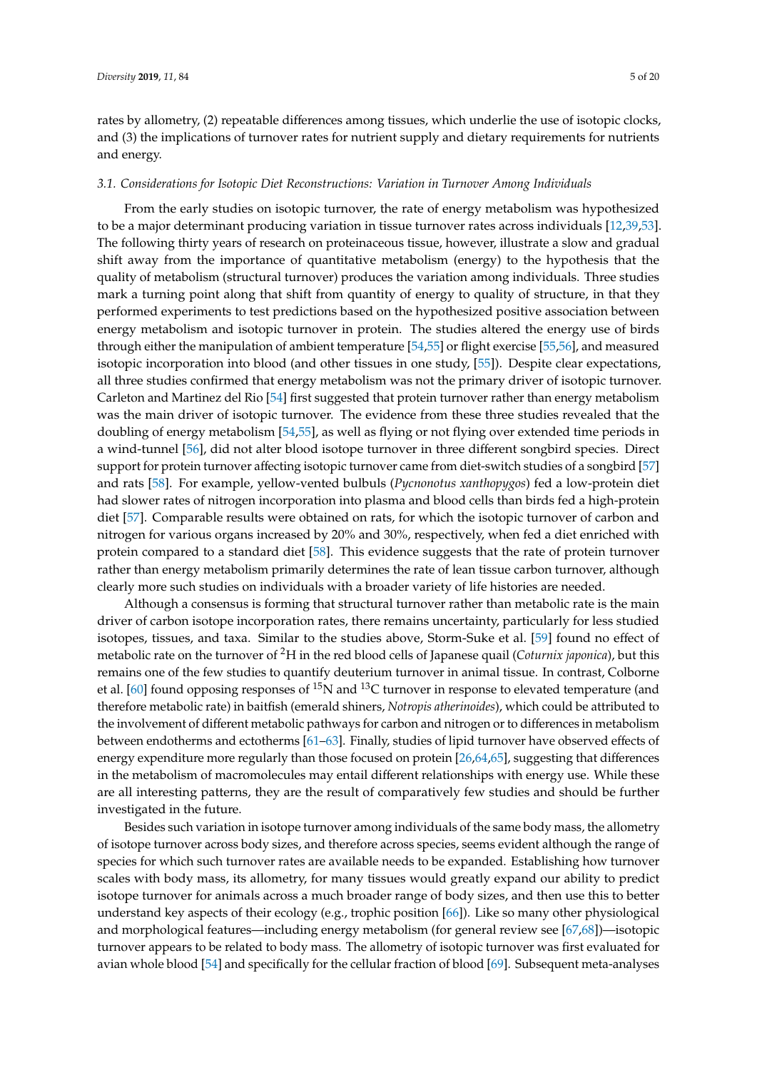rates by allometry, (2) repeatable differences among tissues, which underlie the use of isotopic clocks, and (3) the implications of turnover rates for nutrient supply and dietary requirements for nutrients and energy.

### 3.1. Considerations for Isotopic Diet Reconstructions: Variation in Turnover Among Individuals

From the early studies on isotopic turnover, the rate of energy metabolism was hypothesized to be a major determinant producing variation in tissue turnover rates across individuals [12,39,53]. The following thirty years of research on proteinaceous tissue, however, illustrate a slow and gradual shift away from the importance of quantitative metabolism (energy) to the hypothesis that the quality of metabolism (structural turnover) produces the variation among individuals. Three studies mark a turning point along that shift from quantity of energy to quality of structure, in that they performed experiments to test predictions based on the hypothesized positive association between energy metabolism and isotopic turnover in protein. The studies altered the energy use of birds through either the manipulation of ambient temperature [54,55] or flight exercise [55,56], and measured isotopic incorporation into blood (and other tissues in one study, [55]). Despite clear expectations, all three studies confirmed that energy metabolism was not the primary driver of isotopic turnover. Carleton and Martinez del Rio [54] first suggested that protein turnover rather than energy metabolism was the main driver of isotopic turnover. The evidence from these three studies revealed that the doubling of energy metabolism [54,55], as well as flying or not flying over extended time periods in a wind-tunnel [56], did not alter blood isotope turnover in three different songbird species. Direct support for protein turnover affecting isotopic turnover came from diet-switch studies of a songbird [57] and rats [58]. For example, yellow-vented bulbuls (*Pycnonotus xanthopygos*) fed a low-protein diet had slower rates of nitrogen incorporation into plasma and blood cells than birds fed a high-protein diet [57]. Comparable results were obtained on rats, for which the isotopic turnover of carbon and nitrogen for various organs increased by 20% and 30%, respectively, when fed a diet enriched with protein compared to a standard diet [58]. This evidence suggests that the rate of protein turnover rather than energy metabolism primarily determines the rate of lean tissue carbon turnover, although clearly more such studies on individuals with a broader variety of life histories are needed.

Although a consensus is forming that structural turnover rather than metabolic rate is the main driver of carbon isotope incorporation rates, there remains uncertainty, particularly for less studied isotopes, tissues, and taxa. Similar to the studies above, Storm-Suke et al. [59] found no effect of metabolic rate on the turnover of $^{2}H$ in the red blood cells of Japanese quail (*Coturnix japonica*), but this remains one of the few studies to quantify deuterium turnover in animal tissue. In contrast, Colborne et al. [60] found opposing responses of $^{15}N$ and $^{13}C$ turnover in response to elevated temperature (and therefore metabolic rate) in baitfish (emerald shiners, *Notropis atherinoides*), which could be attributed to the involvement of different metabolic pathways for carbon and nitrogen or to differences in metabolism between endotherms and ectotherms [61–63]. Finally, studies of lipid turnover have observed effects of energy expenditure more regularly than those focused on protein [26,64,65], suggesting that differences in the metabolism of macromolecules may entail different relationships with energy use. While these are all interesting patterns, they are the result of comparatively few studies and should be further investigated in the future.

Besides such variation in isotope turnover among individuals of the same body mass, the allometry of isotope turnover across body sizes, and therefore across species, seems evident although the range of species for which such turnover rates are available needs to be expanded. Establishing how turnover scales with body mass, its allometry, for many tissues would greatly expand our ability to predict isotope turnover for animals across a much broader range of body sizes, and then use this to better understand key aspects of their ecology (e.g., trophic position [66]). Like so many other physiological and morphological features—including energy metabolism (for general review see [67,68])—isotopic turnover appears to be related to body mass. The allometry of isotopic turnover was first evaluated for avian whole blood [54] and specifically for the cellular fraction of blood [69]. Subsequent meta-analyses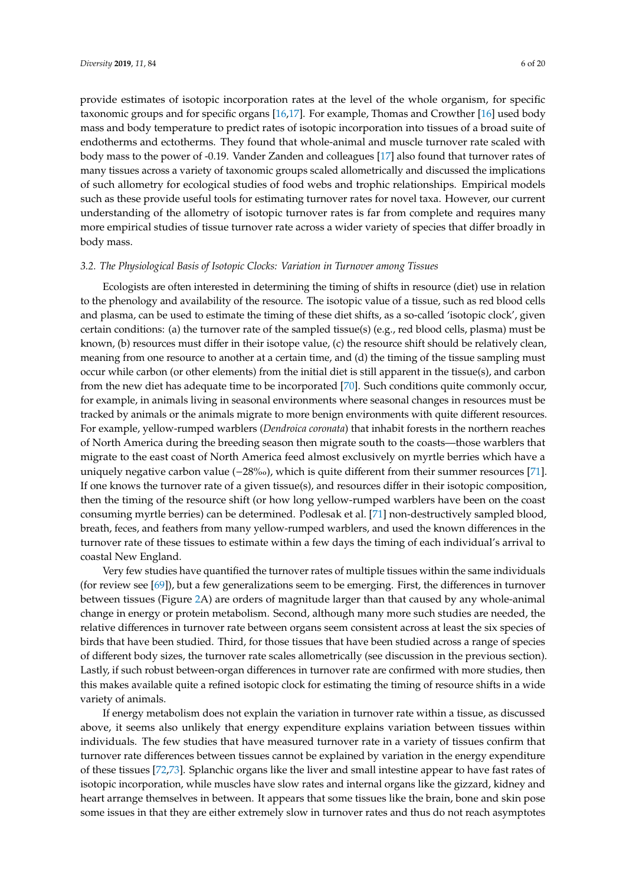provide estimates of isotopic incorporation rates at the level of the whole organism, for specific taxonomic groups and for specific organs [16,17]. For example, Thomas and Crowther [16] used body mass and body temperature to predict rates of isotopic incorporation into tissues of a broad suite of endotherms and ectotherms. They found that whole-animal and muscle turnover rate scaled with body mass to the power of -0.19. Vander Zanden and colleagues [17] also found that turnover rates of many tissues across a variety of taxonomic groups scaled allometrically and discussed the implications of such allometry for ecological studies of food webs and trophic relationships. Empirical models such as these provide useful tools for estimating turnover rates for novel taxa. However, our current understanding of the allometry of isotopic turnover rates is far from complete and requires many more empirical studies of tissue turnover rate across a wider variety of species that differ broadly in body mass.

### 3.2. The Physiological Basis of Isotopic Clocks: Variation in Turnover among Tissues

Ecologists are often interested in determining the timing of shifts in resource (diet) use in relation to the phenology and availability of the resource. The isotopic value of a tissue, such as red blood cells and plasma, can be used to estimate the timing of these diet shifts, as a so-called 'isotopic clock', given certain conditions: (a) the turnover rate of the sampled tissue(s) (e.g., red blood cells, plasma) must be known, (b) resources must differ in their isotope value, (c) the resource shift should be relatively clean, meaning from one resource to another at a certain time, and (d) the timing of the tissue sampling must occur while carbon (or other elements) from the initial diet is still apparent in the tissue(s), and carbon from the new diet has adequate time to be incorporated [70]. Such conditions quite commonly occur, for example, in animals living in seasonal environments where seasonal changes in resources must be tracked by animals or the animals migrate to more benign environments with quite different resources. For example, yellow-rumped warblers (*Dendroica coronata*) that inhabit forests in the northern reaches of North America during the breeding season then migrate south to the coasts—those warblers that migrate to the east coast of North America feed almost exclusively on myrtle berries which have a uniquely negative carbon value (−28‰), which is quite different from their summer resources [71]. If one knows the turnover rate of a given tissue(s), and resources differ in their isotopic composition, then the timing of the resource shift (or how long yellow-rumped warblers have been on the coast consuming myrtle berries) can be determined. Podlesak et al. [71] non-destructively sampled blood, breath, feces, and feathers from many yellow-rumped warblers, and used the known differences in the turnover rate of these tissues to estimate within a few days the timing of each individual's arrival to coastal New England.

Very few studies have quantified the turnover rates of multiple tissues within the same individuals (for review see [69]), but a few generalizations seem to be emerging. First, the differences in turnover between tissues (Figure 2A) are orders of magnitude larger than that caused by any whole-animal change in energy or protein metabolism. Second, although many more such studies are needed, the relative differences in turnover rate between organs seem consistent across at least the six species of birds that have been studied. Third, for those tissues that have been studied across a range of species of different body sizes, the turnover rate scales allometrically (see discussion in the previous section). Lastly, if such robust between-organ differences in turnover rate are confirmed with more studies, then this makes available quite a refined isotopic clock for estimating the timing of resource shifts in a wide variety of animals.

If energy metabolism does not explain the variation in turnover rate within a tissue, as discussed above, it seems also unlikely that energy expenditure explains variation between tissues within individuals. The few studies that have measured turnover rate in a variety of tissues confirm that turnover rate differences between tissues cannot be explained by variation in the energy expenditure of these tissues [72,73]. Splanchic organs like the liver and small intestine appear to have fast rates of isotopic incorporation, while muscles have slow rates and internal organs like the gizzard, kidney and heart arrange themselves in between. It appears that some tissues like the brain, bone and skin pose some issues in that they are either extremely slow in turnover rates and thus do not reach asymptotes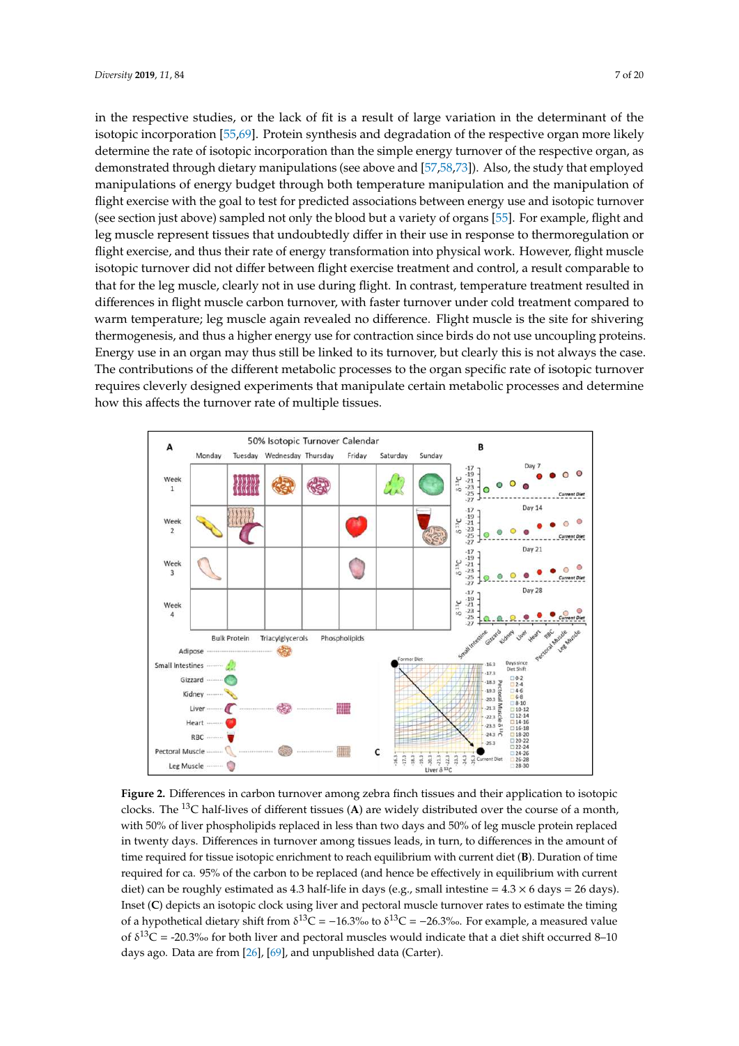in the respective studies, or the lack of fit is a result of large variation in the determinant of the isotopic incorporation [55,69]. Protein synthesis and degradation of the respective organ more likely determine the rate of isotopic incorporation than the simple energy turnover of the respective organ, as demonstrated through dietary manipulations (see above and [57,58,73]). Also, the study that employed manipulations of energy budget through both temperature manipulation and the manipulation of flight exercise with the goal to test for predicted associations between energy use and isotopic turnover (see section just above) sampled not only the blood but a variety of organs [55]. For example, flight and leg muscle represent tissues that undoubtedly differ in their use in response to thermoregulation or flight exercise, and thus their rate of energy transformation into physical work. However, flight muscle isotopic turnover did not differ between flight exercise treatment and control, a result comparable to that for the leg muscle, clearly not in use during flight. In contrast, temperature treatment resulted in differences in flight muscle carbon turnover, with faster turnover under cold treatment compared to warm temperature; leg muscle again revealed no difference. Flight muscle is the site for shivering thermogenesis, and thus a higher energy use for contraction since birds do not use uncoupling proteins. Energy use in an organ may thus still be linked to its turnover, but clearly this is not always the case. The contributions of the different metabolic processes to the organ specific rate of isotopic turnover requires cleverly designed experiments that manipulate certain metabolic processes and determine how this affects the turnover rate of multiple tissues.

**Figure 2.** Differences in carbon turnover among zebra finch tissues and their application to isotopic clocks. The $^{13}$C half-lives of different tissues (**A**) are widely distributed over the course of a month, with 50% of liver phospholipids replaced in less than two days and 50% of leg muscle protein replaced in twenty days. Differences in turnover among tissues leads, in turn, to differences in the amount of time required for tissue isotopic enrichment to reach equilibrium with current diet (**B**). Duration of time required for ca. 95% of the carbon to be replaced (and hence be effectively in equilibrium with current diet) can be roughly estimated as 4.3 half-life in days (e.g., small intestine = 4.3 × 6 days = 26 days). Inset (**C**) depicts an isotopic clock using liver and pectoral muscle turnover rates to estimate the timing of a hypothetical dietary shift from $\delta^{13}$C = −16.3‰ to $\delta^{13}$C = −26.3‰. For example, a measured value of $\delta^{13}$C = -20.3‰ for both liver and pectoral muscles would indicate that a diet shift occurred 8–10 days ago. Data are from [26], [69], and unpublished data (Carter).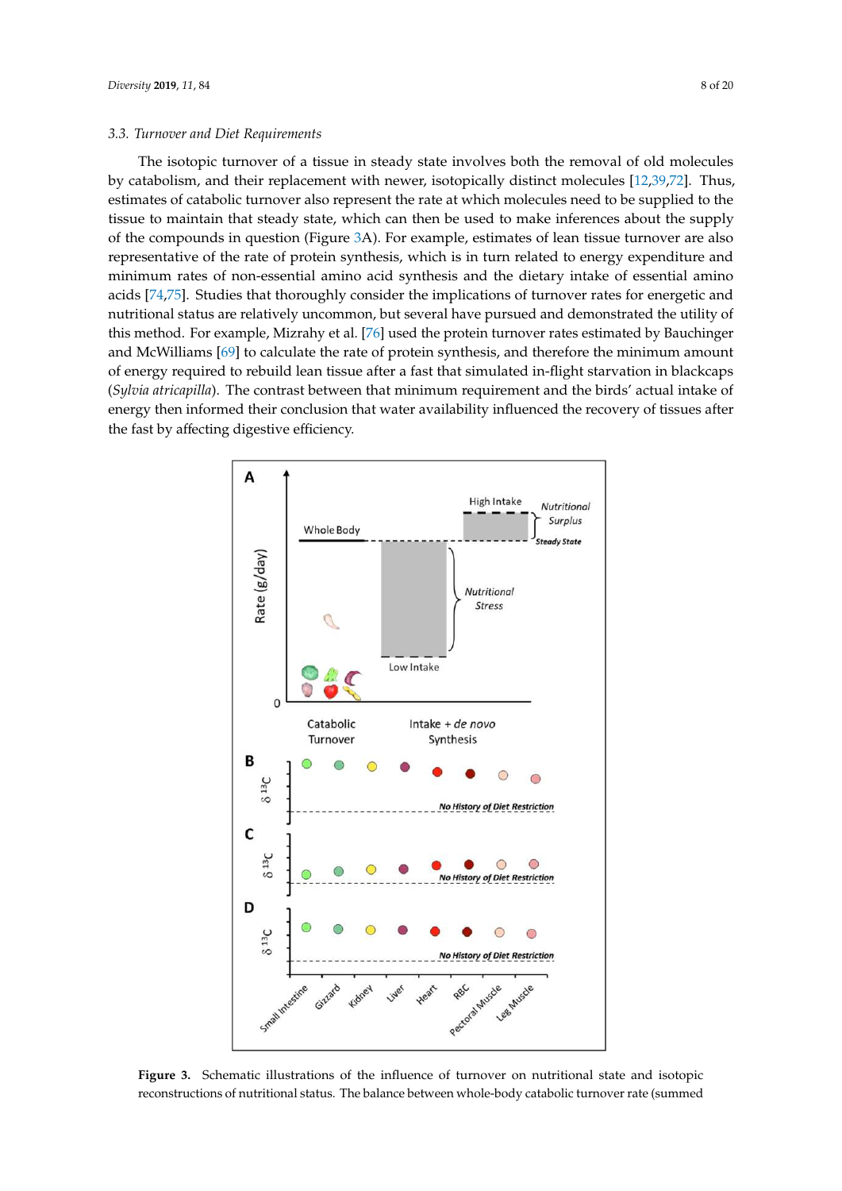### 3.3. Turnover and Diet Requirements

The isotopic turnover of a tissue in steady state involves both the removal of old molecules by catabolism, and their replacement with newer, isotopically distinct molecules [12,39,72]. Thus, estimates of catabolic turnover also represent the rate at which molecules need to be supplied to the tissue to maintain that steady state, which can then be used to make inferences about the supply of the compounds in question (Figure 3A). For example, estimates of lean tissue turnover are also representative of the rate of protein synthesis, which is in turn related to energy expenditure and minimum rates of non-essential amino acid synthesis and the dietary intake of essential amino acids [74,75]. Studies that thoroughly consider the implications of turnover rates for energetic and nutritional status are relatively uncommon, but several have pursued and demonstrated the utility of this method. For example, Mizrahy et al. [76] used the protein turnover rates estimated by Bauchinger and McWilliams [69] to calculate the rate of protein synthesis, and therefore the minimum amount of energy required to rebuild lean tissue after a fast that simulated in-flight starvation in blackcaps (*Sylvia atricapilla*). The contrast between that minimum requirement and the birds' actual intake of energy then informed their conclusion that water availability influenced the recovery of tissues after the fast by affecting digestive efficiency.

**Figure 3.** Schematic illustrations of the influence of turnover on nutritional state and isotopic reconstructions of nutritional status. The balance between whole-body catabolic turnover rate (summed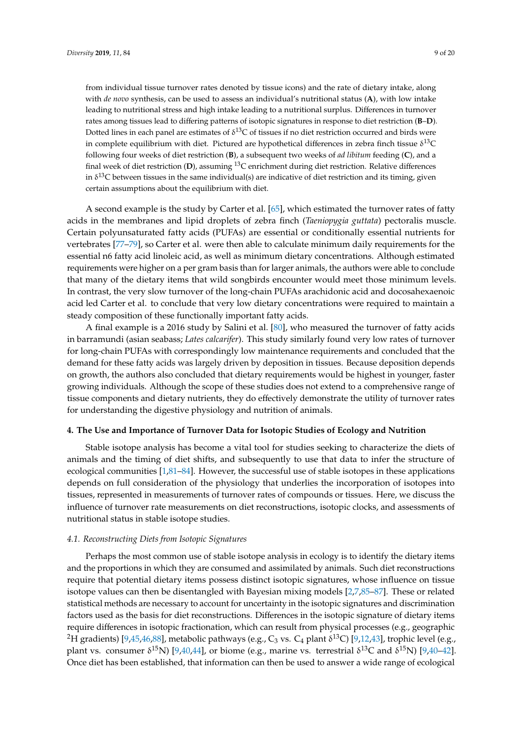from individual tissue turnover rates denoted by tissue icons) and the rate of dietary intake, along with *de novo* synthesis, can be used to assess an individual's nutritional status (**A**), with low intake leading to nutritional stress and high intake leading to a nutritional surplus. Differences in turnover rates among tissues lead to differing patterns of isotopic signatures in response to diet restriction (**B**–**D**). Dotted lines in each panel are estimates of $\delta^{13}C$ of tissues if no diet restriction occurred and birds were in complete equilibrium with diet. Pictured are hypothetical differences in zebra finch tissue $\delta^{13}C$ following four weeks of diet restriction (**B**), a subsequent two weeks of *ad libitum* feeding (**C**), and a final week of diet restriction (**D**), assuming $^{13}C$ enrichment during diet restriction. Relative differences in $\delta^{13}C$ between tissues in the same individual(s) are indicative of diet restriction and its timing, given certain assumptions about the equilibrium with diet.

A second example is the study by Carter et al. [65], which estimated the turnover rates of fatty acids in the membranes and lipid droplets of zebra finch (*Taeniopygia guttata*) pectoralis muscle. Certain polyunsaturated fatty acids (PUFAs) are essential or conditionally essential nutrients for vertebrates [77–79], so Carter et al. were then able to calculate minimum daily requirements for the essential n6 fatty acid linoleic acid, as well as minimum dietary concentrations. Although estimated requirements were higher on a per gram basis than for larger animals, the authors were able to conclude that many of the dietary items that wild songbirds encounter would meet those minimum levels. In contrast, the very slow turnover of the long-chain PUFAs arachidonic acid and docosahexaenoic acid led Carter et al. to conclude that very low dietary concentrations were required to maintain a steady composition of these functionally important fatty acids.

A final example is a 2016 study by Salini et al. [80], who measured the turnover of fatty acids in barramundi (asian seabass; *Lates calcarifer*). This study similarly found very low rates of turnover for long-chain PUFAs with correspondingly low maintenance requirements and concluded that the demand for these fatty acids was largely driven by deposition in tissues. Because deposition depends on growth, the authors also concluded that dietary requirements would be highest in younger, faster growing individuals. Although the scope of these studies does not extend to a comprehensive range of tissue components and dietary nutrients, they do effectively demonstrate the utility of turnover rates for understanding the digestive physiology and nutrition of animals.

## 4. The Use and Importance of Turnover Data for Isotopic Studies of Ecology and Nutrition

Stable isotope analysis has become a vital tool for studies seeking to characterize the diets of animals and the timing of diet shifts, and subsequently to use that data to infer the structure of ecological communities [1,81–84]. However, the successful use of stable isotopes in these applications depends on full consideration of the physiology that underlies the incorporation of isotopes into tissues, represented in measurements of turnover rates of compounds or tissues. Here, we discuss the influence of turnover rate measurements on diet reconstructions, isotopic clocks, and assessments of nutritional status in stable isotope studies.

### 4.1. Reconstructing Diets from Isotopic Signatures

Perhaps the most common use of stable isotope analysis in ecology is to identify the dietary items and the proportions in which they are consumed and assimilated by animals. Such diet reconstructions require that potential dietary items possess distinct isotopic signatures, whose influence on tissue isotope values can then be disentangled with Bayesian mixing models [2,7,85–87]. These or related statistical methods are necessary to account for uncertainty in the isotopic signatures and discrimination factors used as the basis for diet reconstructions. Differences in the isotopic signature of dietary items require differences in isotopic fractionation, which can result from physical processes (e.g., geographic $^{2}H$ gradients) [9,45,46,88], metabolic pathways (e.g., $C_3$ vs. $C_4$ plant $\delta^{13}C$) [9,12,43], trophic level (e.g., plant vs. consumer $\delta^{15}N$) [9,40,44], or biome (e.g., marine vs. terrestrial $\delta^{13}C$ and $\delta^{15}N$) [9,40–42]. Once diet has been established, that information can then be used to answer a wide range of ecological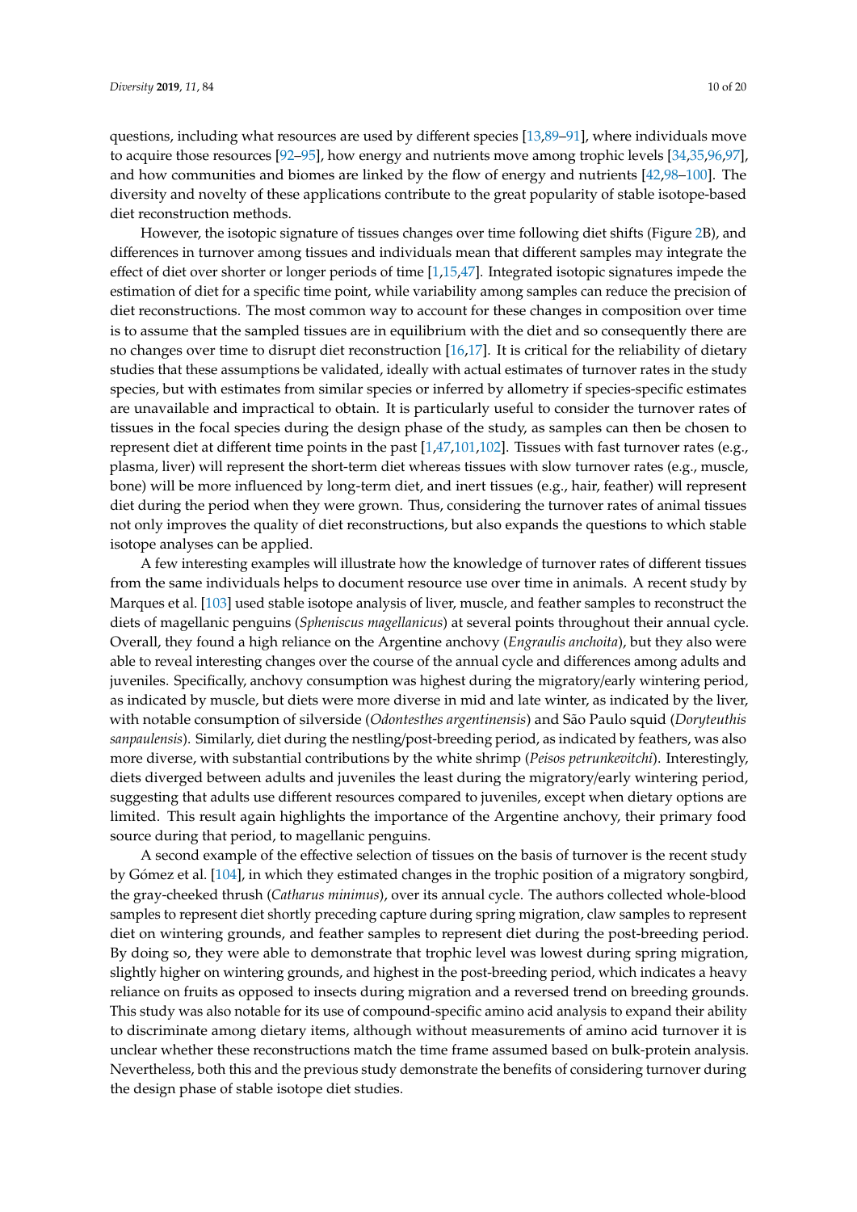questions, including what resources are used by different species [13,89–91], where individuals move to acquire those resources [92–95], how energy and nutrients move among trophic levels [34,35,96,97], and how communities and biomes are linked by the flow of energy and nutrients [42,98–100]. The diversity and novelty of these applications contribute to the great popularity of stable isotope-based diet reconstruction methods.

However, the isotopic signature of tissues changes over time following diet shifts (Figure 2B), and differences in turnover among tissues and individuals mean that different samples may integrate the effect of diet over shorter or longer periods of time [1,15,47]. Integrated isotopic signatures impede the estimation of diet for a specific time point, while variability among samples can reduce the precision of diet reconstructions. The most common way to account for these changes in composition over time is to assume that the sampled tissues are in equilibrium with the diet and so consequently there are no changes over time to disrupt diet reconstruction [16,17]. It is critical for the reliability of dietary studies that these assumptions be validated, ideally with actual estimates of turnover rates in the study species, but with estimates from similar species or inferred by allometry if species-specific estimates are unavailable and impractical to obtain. It is particularly useful to consider the turnover rates of tissues in the focal species during the design phase of the study, as samples can then be chosen to represent diet at different time points in the past [1,47,101,102]. Tissues with fast turnover rates (e.g., plasma, liver) will represent the short-term diet whereas tissues with slow turnover rates (e.g., muscle, bone) will be more influenced by long-term diet, and inert tissues (e.g., hair, feather) will represent diet during the period when they were grown. Thus, considering the turnover rates of animal tissues not only improves the quality of diet reconstructions, but also expands the questions to which stable isotope analyses can be applied.

A few interesting examples will illustrate how the knowledge of turnover rates of different tissues from the same individuals helps to document resource use over time in animals. A recent study by Marques et al. [103] used stable isotope analysis of liver, muscle, and feather samples to reconstruct the diets of magellanic penguins (*Spheniscus magellanicus*) at several points throughout their annual cycle. Overall, they found a high reliance on the Argentine anchovy (*Engraulis anchoita*), but they also were able to reveal interesting changes over the course of the annual cycle and differences among adults and juveniles. Specifically, anchovy consumption was highest during the migratory/early wintering period, as indicated by muscle, but diets were more diverse in mid and late winter, as indicated by the liver, with notable consumption of silverside (*Odontesthes argentinensis*) and São Paulo squid (*Doryteuthis sanpaulensis*). Similarly, diet during the nestling/post-breeding period, as indicated by feathers, was also more diverse, with substantial contributions by the white shrimp (*Peisos petrunkevitchi*). Interestingly, diets diverged between adults and juveniles the least during the migratory/early wintering period, suggesting that adults use different resources compared to juveniles, except when dietary options are limited. This result again highlights the importance of the Argentine anchovy, their primary food source during that period, to magellanic penguins.

A second example of the effective selection of tissues on the basis of turnover is the recent study by Gómez et al. [104], in which they estimated changes in the trophic position of a migratory songbird, the gray-cheeked thrush (*Catharus minimus*), over its annual cycle. The authors collected whole-blood samples to represent diet shortly preceding capture during spring migration, claw samples to represent diet on wintering grounds, and feather samples to represent diet during the post-breeding period. By doing so, they were able to demonstrate that trophic level was lowest during spring migration, slightly higher on wintering grounds, and highest in the post-breeding period, which indicates a heavy reliance on fruits as opposed to insects during migration and a reversed trend on breeding grounds. This study was also notable for its use of compound-specific amino acid analysis to expand their ability to discriminate among dietary items, although without measurements of amino acid turnover it is unclear whether these reconstructions match the time frame assumed based on bulk-protein analysis. Nevertheless, both this and the previous study demonstrate the benefits of considering turnover during the design phase of stable isotope diet studies.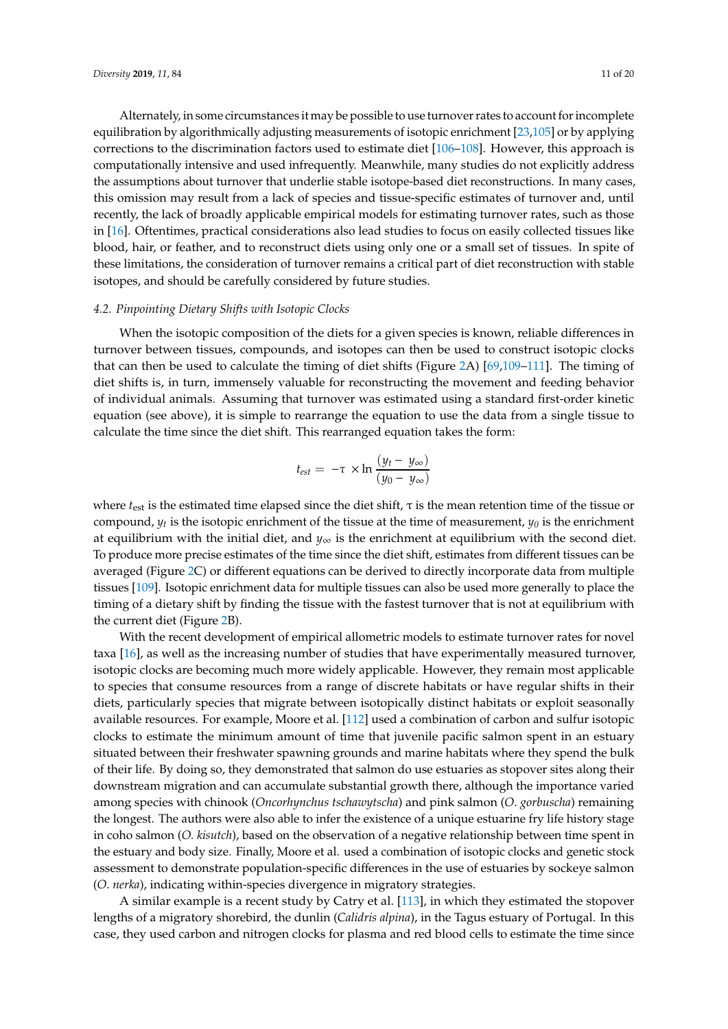Alternately, in some circumstances it may be possible to use turnover rates to account for incomplete equilibration by algorithmically adjusting measurements of isotopic enrichment [23,105] or by applying corrections to the discrimination factors used to estimate diet [106–108]. However, this approach is computationally intensive and used infrequently. Meanwhile, many studies do not explicitly address the assumptions about turnover that underlie stable isotope-based diet reconstructions. In many cases, this omission may result from a lack of species and tissue-specific estimates of turnover and, until recently, the lack of broadly applicable empirical models for estimating turnover rates, such as those in [16]. Oftentimes, practical considerations also lead studies to focus on easily collected tissues like blood, hair, or feather, and to reconstruct diets using only one or a small set of tissues. In spite of these limitations, the consideration of turnover remains a critical part of diet reconstruction with stable isotopes, and should be carefully considered by future studies.

### *4.2. Pinpointing Dietary Shifts with Isotopic Clocks*

When the isotopic composition of the diets for a given species is known, reliable differences in turnover between tissues, compounds, and isotopes can then be used to construct isotopic clocks that can then be used to calculate the timing of diet shifts (Figure 2A) [69,109–111]. The timing of diet shifts is, in turn, immensely valuable for reconstructing the movement and feeding behavior of individual animals. Assuming that turnover was estimated using a standard first-order kinetic equation (see above), it is simple to rearrange the equation to use the data from a single tissue to calculate the time since the diet shift. This rearranged equation takes the form:

$$t_{est} = -\tau \times \ln \frac{(y_t - y_\infty)}{(y_0 - y_\infty)}$$

where $t_{est}$ is the estimated time elapsed since the diet shift, $\tau$ is the mean retention time of the tissue or compound, $y_t$ is the isotopic enrichment of the tissue at the time of measurement, $y_0$ is the enrichment at equilibrium with the initial diet, and $y_\infty$ is the enrichment at equilibrium with the second diet. To produce more precise estimates of the time since the diet shift, estimates from different tissues can be averaged (Figure 2C) or different equations can be derived to directly incorporate data from multiple tissues [109]. Isotopic enrichment data for multiple tissues can also be used more generally to place the timing of a dietary shift by finding the tissue with the fastest turnover that is not at equilibrium with the current diet (Figure 2B).

With the recent development of empirical allometric models to estimate turnover rates for novel taxa [16], as well as the increasing number of studies that have experimentally measured turnover, isotopic clocks are becoming much more widely applicable. However, they remain most applicable to species that consume resources from a range of discrete habitats or have regular shifts in their diets, particularly species that migrate between isotopically distinct habitats or exploit seasonally available resources. For example, Moore et al. [112] used a combination of carbon and sulfur isotopic clocks to estimate the minimum amount of time that juvenile pacific salmon spent in an estuary situated between their freshwater spawning grounds and marine habitats where they spend the bulk of their life. By doing so, they demonstrated that salmon do use estuaries as stopover sites along their downstream migration and can accumulate substantial growth there, although the importance varied among species with chinook (*Oncorhynchus tschawytscha*) and pink salmon (*O. gorbuscha*) remaining the longest. The authors were also able to infer the existence of a unique estuarine fry life history stage in coho salmon (*O. kisutch*), based on the observation of a negative relationship between time spent in the estuary and body size. Finally, Moore et al. used a combination of isotopic clocks and genetic stock assessment to demonstrate population-specific differences in the use of estuaries by sockeye salmon (*O. nerka*), indicating within-species divergence in migratory strategies.

A similar example is a recent study by Catry et al. [113], in which they estimated the stopover lengths of a migratory shorebird, the dunlin (*Calidris alpina*), in the Tagus estuary of Portugal. In this case, they used carbon and nitrogen clocks for plasma and red blood cells to estimate the time since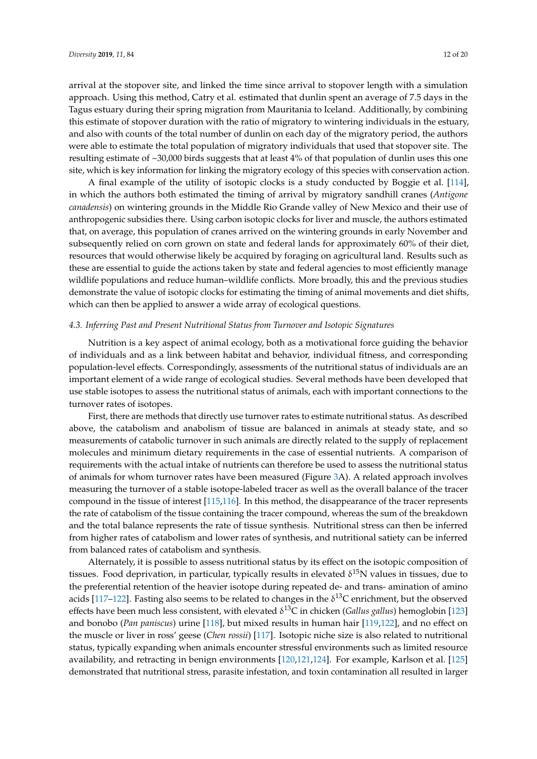arrival at the stopover site, and linked the time since arrival to stopover length with a simulation approach. Using this method, Catry et al. estimated that dunlin spent an average of 7.5 days in the Tagus estuary during their spring migration from Mauritania to Iceland. Additionally, by combining this estimate of stopover duration with the ratio of migratory to wintering individuals in the estuary, and also with counts of the total number of dunlin on each day of the migratory period, the authors were able to estimate the total population of migratory individuals that used that stopover site. The resulting estimate of ~30,000 birds suggests that at least 4% of that population of dunlin uses this one site, which is key information for linking the migratory ecology of this species with conservation action.

A final example of the utility of isotopic clocks is a study conducted by Boggie et al. [114], in which the authors both estimated the timing of arrival by migratory sandhill cranes (*Antigone canadensis*) on wintering grounds in the Middle Rio Grande valley of New Mexico and their use of anthropogenic subsidies there. Using carbon isotopic clocks for liver and muscle, the authors estimated that, on average, this population of cranes arrived on the wintering grounds in early November and subsequently relied on corn grown on state and federal lands for approximately 60% of their diet, resources that would otherwise likely be acquired by foraging on agricultural land. Results such as these are essential to guide the actions taken by state and federal agencies to most efficiently manage wildlife populations and reduce human–wildlife conflicts. More broadly, this and the previous studies demonstrate the value of isotopic clocks for estimating the timing of animal movements and diet shifts, which can then be applied to answer a wide array of ecological questions.

### *4.3. Inferring Past and Present Nutritional Status from Turnover and Isotopic Signatures*

Nutrition is a key aspect of animal ecology, both as a motivational force guiding the behavior of individuals and as a link between habitat and behavior, individual fitness, and corresponding population-level effects. Correspondingly, assessments of the nutritional status of individuals are an important element of a wide range of ecological studies. Several methods have been developed that use stable isotopes to assess the nutritional status of animals, each with important connections to the turnover rates of isotopes.

First, there are methods that directly use turnover rates to estimate nutritional status. As described above, the catabolism and anabolism of tissue are balanced in animals at steady state, and so measurements of catabolic turnover in such animals are directly related to the supply of replacement molecules and minimum dietary requirements in the case of essential nutrients. A comparison of requirements with the actual intake of nutrients can therefore be used to assess the nutritional status of animals for whom turnover rates have been measured (Figure 3A). A related approach involves measuring the turnover of a stable isotope-labeled tracer as well as the overall balance of the tracer compound in the tissue of interest [115,116]. In this method, the disappearance of the tracer represents the rate of catabolism of the tissue containing the tracer compound, whereas the sum of the breakdown and the total balance represents the rate of tissue synthesis. Nutritional stress can then be inferred from higher rates of catabolism and lower rates of synthesis, and nutritional satiety can be inferred from balanced rates of catabolism and synthesis.

Alternately, it is possible to assess nutritional status by its effect on the isotopic composition of tissues. Food deprivation, in particular, typically results in elevated $\delta^{15}N$ values in tissues, due to the preferential retention of the heavier isotope during repeated de- and trans- amination of amino acids [117–122]. Fasting also seems to be related to changes in the $\delta^{13}C$ enrichment, but the observed effects have been much less consistent, with elevated $\delta^{13}C$ in chicken (*Gallus gallus*) hemoglobin [123] and bonobo (*Pan paniscus*) urine [118], but mixed results in human hair [119,122], and no effect on the muscle or liver in ross' geese (*Chen rossii*) [117]. Isotopic niche size is also related to nutritional status, typically expanding when animals encounter stressful environments such as limited resource availability, and retracting in benign environments [120,121,124]. For example, Karlson et al. [125] demonstrated that nutritional stress, parasite infestation, and toxin contamination all resulted in larger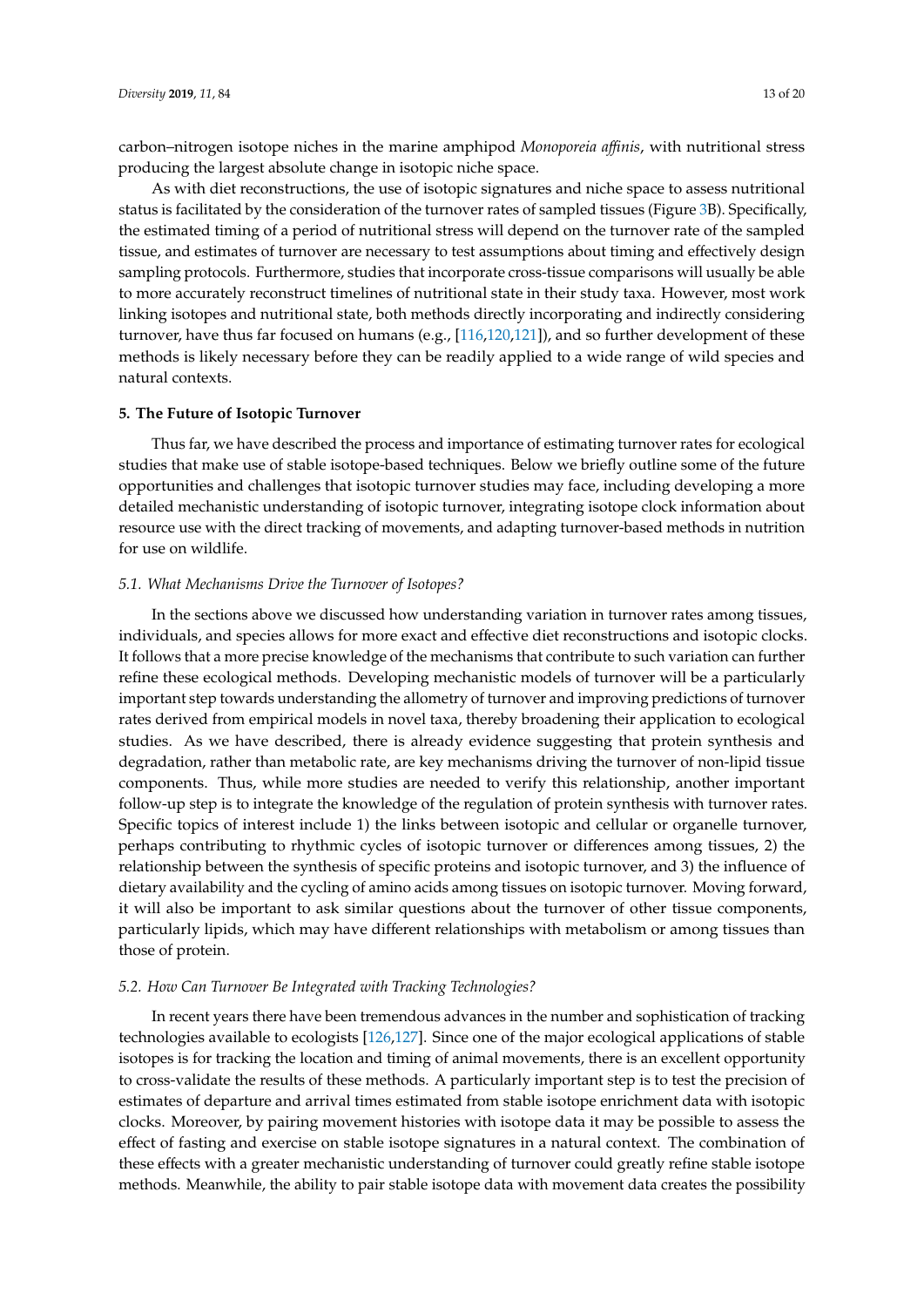carbon–nitrogen isotope niches in the marine amphipod *Monoporeia affinis*, with nutritional stress producing the largest absolute change in isotopic niche space.

As with diet reconstructions, the use of isotopic signatures and niche space to assess nutritional status is facilitated by the consideration of the turnover rates of sampled tissues (Figure 3B). Specifically, the estimated timing of a period of nutritional stress will depend on the turnover rate of the sampled tissue, and estimates of turnover are necessary to test assumptions about timing and effectively design sampling protocols. Furthermore, studies that incorporate cross-tissue comparisons will usually be able to more accurately reconstruct timelines of nutritional state in their study taxa. However, most work linking isotopes and nutritional state, both methods directly incorporating and indirectly considering turnover, have thus far focused on humans (e.g., [116,120,121]), and so further development of these methods is likely necessary before they can be readily applied to a wide range of wild species and natural contexts.

## 5. The Future of Isotopic Turnover

Thus far, we have described the process and importance of estimating turnover rates for ecological studies that make use of stable isotope-based techniques. Below we briefly outline some of the future opportunities and challenges that isotopic turnover studies may face, including developing a more detailed mechanistic understanding of isotopic turnover, integrating isotope clock information about resource use with the direct tracking of movements, and adapting turnover-based methods in nutrition for use on wildlife.

### 5.1. What Mechanisms Drive the Turnover of Isotopes?

In the sections above we discussed how understanding variation in turnover rates among tissues, individuals, and species allows for more exact and effective diet reconstructions and isotopic clocks. It follows that a more precise knowledge of the mechanisms that contribute to such variation can further refine these ecological methods. Developing mechanistic models of turnover will be a particularly important step towards understanding the allometry of turnover and improving predictions of turnover rates derived from empirical models in novel taxa, thereby broadening their application to ecological studies. As we have described, there is already evidence suggesting that protein synthesis and degradation, rather than metabolic rate, are key mechanisms driving the turnover of non-lipid tissue components. Thus, while more studies are needed to verify this relationship, another important follow-up step is to integrate the knowledge of the regulation of protein synthesis with turnover rates. Specific topics of interest include 1) the links between isotopic and cellular or organelle turnover, perhaps contributing to rhythmic cycles of isotopic turnover or differences among tissues, 2) the relationship between the synthesis of specific proteins and isotopic turnover, and 3) the influence of dietary availability and the cycling of amino acids among tissues on isotopic turnover. Moving forward, it will also be important to ask similar questions about the turnover of other tissue components, particularly lipids, which may have different relationships with metabolism or among tissues than those of protein.

### 5.2. How Can Turnover Be Integrated with Tracking Technologies?

In recent years there have been tremendous advances in the number and sophistication of tracking technologies available to ecologists [126,127]. Since one of the major ecological applications of stable isotopes is for tracking the location and timing of animal movements, there is an excellent opportunity to cross-validate the results of these methods. A particularly important step is to test the precision of estimates of departure and arrival times estimated from stable isotope enrichment data with isotopic clocks. Moreover, by pairing movement histories with isotope data it may be possible to assess the effect of fasting and exercise on stable isotope signatures in a natural context. The combination of these effects with a greater mechanistic understanding of turnover could greatly refine stable isotope methods. Meanwhile, the ability to pair stable isotope data with movement data creates the possibility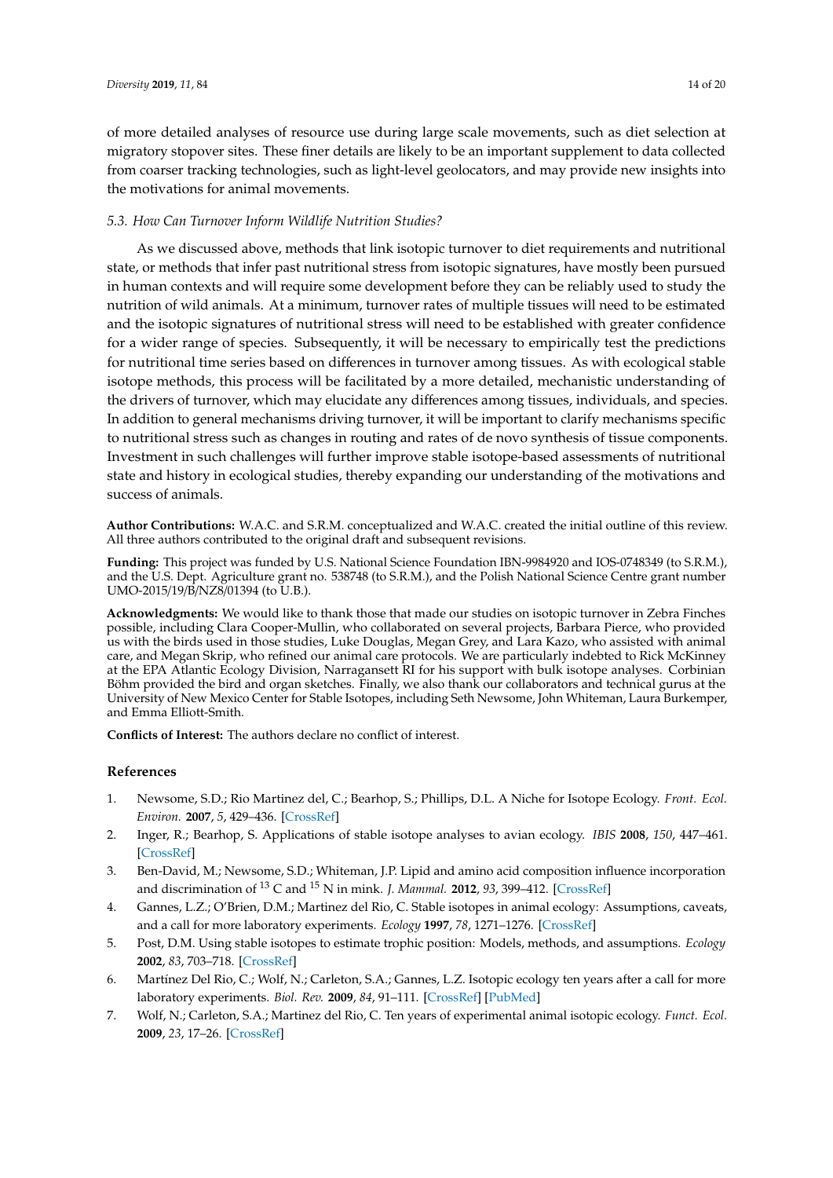of more detailed analyses of resource use during large scale movements, such as diet selection at migratory stopover sites. These finer details are likely to be an important supplement to data collected from coarser tracking technologies, such as light-level geolocators, and may provide new insights into the motivations for animal movements.

### *5.3. How Can Turnover Inform Wildlife Nutrition Studies?*

As we discussed above, methods that link isotopic turnover to diet requirements and nutritional state, or methods that infer past nutritional stress from isotopic signatures, have mostly been pursued in human contexts and will require some development before they can be reliably used to study the nutrition of wild animals. At a minimum, turnover rates of multiple tissues will need to be estimated and the isotopic signatures of nutritional stress will need to be established with greater confidence for a wider range of species. Subsequently, it will be necessary to empirically test the predictions for nutritional time series based on differences in turnover among tissues. As with ecological stable isotope methods, this process will be facilitated by a more detailed, mechanistic understanding of the drivers of turnover, which may elucidate any differences among tissues, individuals, and species. In addition to general mechanisms driving turnover, it will be important to clarify mechanisms specific to nutritional stress such as changes in routing and rates of de novo synthesis of tissue components. Investment in such challenges will further improve stable isotope-based assessments of nutritional state and history in ecological studies, thereby expanding our understanding of the motivations and success of animals.

**Author Contributions:** W.A.C. and S.R.M. conceptualized and W.A.C. created the initial outline of this review. All three authors contributed to the original draft and subsequent revisions.

**Funding:** This project was funded by U.S. National Science Foundation IBN-9984920 and IOS-0748349 (to S.R.M.), and the U.S. Dept. Agriculture grant no. 538748 (to S.R.M.), and the Polish National Science Centre grant number UMO-2015/19/B/NZ8/01394 (to U.B.).

**Acknowledgments:** We would like to thank those that made our studies on isotopic turnover in Zebra Finches possible, including Clara Cooper-Mullin, who collaborated on several projects, Barbara Pierce, who provided us with the birds used in those studies, Luke Douglas, Megan Grey, and Lara Kazo, who assisted with animal care, and Megan Skrip, who refined our animal care protocols. We are particularly indebted to Rick McKinney at the EPA Atlantic Ecology Division, Narragansett RI for his support with bulk isotope analyses. Corbinian Böhm provided the bird and organ sketches. Finally, we also thank our collaborators and technical gurus at the University of New Mexico Center for Stable Isotopes, including Seth Newsome, John Whiteman, Laura Burkemper, and Emma Elliott-Smith.

**Conflicts of Interest:** The authors declare no conflict of interest.

## References

1. Newsome, S.D.; Rio Martinez del, C.; Bearhop, S.; Phillips, D.L. A Niche for Isotope Ecology. *Front. Ecol. Environ.* **2007**, *5*, 429–436. [CrossRef]
2. Inger, R.; Bearhop, S. Applications of stable isotope analyses to avian ecology. *IBIS* **2008**, *150*, 447–461. [CrossRef]
3. Ben-David, M.; Newsome, S.D.; Whiteman, J.P. Lipid and amino acid composition influence incorporation and discrimination of $^{13}$C and $^{15}$N in mink. *J. Mammal.* **2012**, *93*, 399–412. [CrossRef]
4. Gannes, L.Z.; O'Brien, D.M.; Martinez del Rio, C. Stable isotopes in animal ecology: Assumptions, caveats, and a call for more laboratory experiments. *Ecology* **1997**, *78*, 1271–1276. [CrossRef]
5. Post, D.M. Using stable isotopes to estimate trophic position: Models, methods, and assumptions. *Ecology* **2002**, *83*, 703–718. [CrossRef]
6. Martínez Del Rio, C.; Wolf, N.; Carleton, S.A.; Gannes, L.Z. Isotopic ecology ten years after a call for more laboratory experiments. *Biol. Rev.* **2009**, *84*, 91–111. [CrossRef] [PubMed]
7. Wolf, N.; Carleton, S.A.; Martinez del Rio, C. Ten years of experimental animal isotopic ecology. *Funct. Ecol.* **2009**, *23*, 17–26. [CrossRef]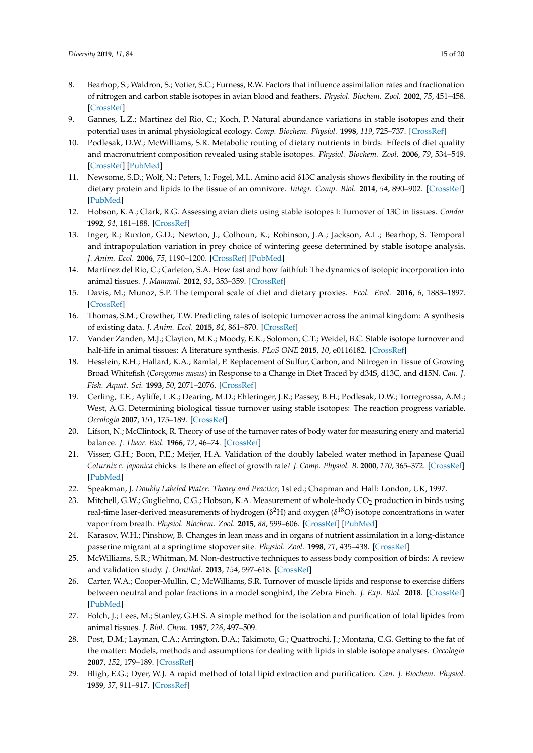8. Bearhop, S.; Waldron, S.; Votier, S.C.; Furness, R.W. Factors that influence assimilation rates and fractionation of nitrogen and carbon stable isotopes in avian blood and feathers. *Physiol. Biochem. Zool.* **2002**, *75*, 451–458. [CrossRef]
9. Gannes, L.Z.; Martinez del Rio, C.; Koch, P. Natural abundance variations in stable isotopes and their potential uses in animal physiological ecology. *Comp. Biochem. Physiol.* **1998**, *119*, 725–737. [CrossRef]
10. Podlesak, D.W.; McWilliams, S.R. Metabolic routing of dietary nutrients in birds: Effects of diet quality and macronutrient composition revealed using stable isotopes. *Physiol. Biochem. Zool.* **2006**, *79*, 534–549. [CrossRef] [PubMed]
11. Newsome, S.D.; Wolf, N.; Peters, J.; Fogel, M.L. Amino acid δ13C analysis shows flexibility in the routing of dietary protein and lipids to the tissue of an omnivore. *Integr. Comp. Biol.* **2014**, *54*, 890–902. [CrossRef] [PubMed]
12. Hobson, K.A.; Clark, R.G. Assessing avian diets using stable isotopes I: Turnover of 13C in tissues. *Condor* **1992**, *94*, 181–188. [CrossRef]
13. Inger, R.; Ruxton, G.D.; Newton, J.; Colhoun, K.; Robinson, J.A.; Jackson, A.L.; Bearhop, S. Temporal and intrapopulation variation in prey choice of wintering geese determined by stable isotope analysis. *J. Anim. Ecol.* **2006**, *75*, 1190–1200. [CrossRef] [PubMed]
14. Martínez del Rio, C.; Carleton, S.A. How fast and how faithful: The dynamics of isotopic incorporation into animal tissues. *J. Mammal.* **2012**, *93*, 353–359. [CrossRef]
15. Davis, M.; Munoz, S.P. The temporal scale of diet and dietary proxies. *Ecol. Evol.* **2016**, *6*, 1883–1897. [CrossRef]
16. Thomas, S.M.; Crowther, T.W. Predicting rates of isotopic turnover across the animal kingdom: A synthesis of existing data. *J. Anim. Ecol.* **2015**, *84*, 861–870. [CrossRef]
17. Vander Zanden, M.J.; Clayton, M.K.; Moody, E.K.; Solomon, C.T.; Weidel, B.C. Stable isotope turnover and half-life in animal tissues: A literature synthesis. *PLoS ONE* **2015**, *10*, e0116182. [CrossRef]
18. Hesslein, R.H.; Hallard, K.A.; Ramlal, P. Replacement of Sulfur, Carbon, and Nitrogen in Tissue of Growing Broad Whitefish (*Coregonus nasus*) in Response to a Change in Diet Traced by d34S, d13C, and d15N. *Can. J. Fish. Aquat. Sci.* **1993**, *50*, 2071–2076. [CrossRef]
19. Cerling, T.E.; Ayliffe, L.K.; Dearing, M.D.; Ehleringer, J.R.; Passey, B.H.; Podlesak, D.W.; Torregrossa, A.M.; West, A.G. Determining biological tissue turnover using stable isotopes: The reaction progress variable. *Oecologia* **2007**, *151*, 175–189. [CrossRef]
20. Lifson, N.; McClintock, R. Theory of use of the turnover rates of body water for measuring enery and material balance. *J. Theor. Biol.* **1966**, *12*, 46–74. [CrossRef]
21. Visser, G.H.; Boon, P.E.; Meijer, H.A. Validation of the doubly labeled water method in Japanese Quail *Coturnix c. japonica* chicks: Is there an effect of growth rate? *J. Comp. Physiol. B.* **2000**, *170*, 365–372. [CrossRef] [PubMed]
22. Speakman, J. *Doubly Labeled Water: Theory and Practice;* 1st ed.; Chapman and Hall: London, UK, 1997.
23. Mitchell, G.W.; Guglielmo, C.G.; Hobson, K.A. Measurement of whole-body $CO_2$ production in birds using real-time laser-derived measurements of hydrogen ($\delta^2$H) and oxygen ($\delta^{18}$O) isotope concentrations in water vapor from breath. *Physiol. Biochem. Zool.* **2015**, *88*, 599–606. [CrossRef] [PubMed]
24. Karasov, W.H.; Pinshow, B. Changes in lean mass and in organs of nutrient assimilation in a long-distance passerine migrant at a springtime stopover site. *Physiol. Zool.* **1998**, *71*, 435–438. [CrossRef]
25. McWilliams, S.R.; Whitman, M. Non-destructive techniques to assess body composition of birds: A review and validation study. *J. Ornithol.* **2013**, *154*, 597–618. [CrossRef]
26. Carter, W.A.; Cooper-Mullin, C.; McWilliams, S.R. Turnover of muscle lipids and response to exercise differs between neutral and polar fractions in a model songbird, the Zebra Finch. *J. Exp. Biol.* **2018**. [CrossRef] [PubMed]
27. Folch, J.; Lees, M.; Stanley, G.H.S. A simple method for the isolation and purification of total lipides from animal tissues. *J. Biol. Chem.* **1957**, *226*, 497–509.
28. Post, D.M.; Layman, C.A.; Arrington, D.A.; Takimoto, G.; Quattrochi, J.; Montaña, C.G. Getting to the fat of the matter: Models, methods and assumptions for dealing with lipids in stable isotope analyses. *Oecologia* **2007**, *152*, 179–189. [CrossRef]
29. Bligh, E.G.; Dyer, W.J. A rapid method of total lipid extraction and purification. *Can. J. Biochem. Physiol.* **1959**, *37*, 911–917. [CrossRef]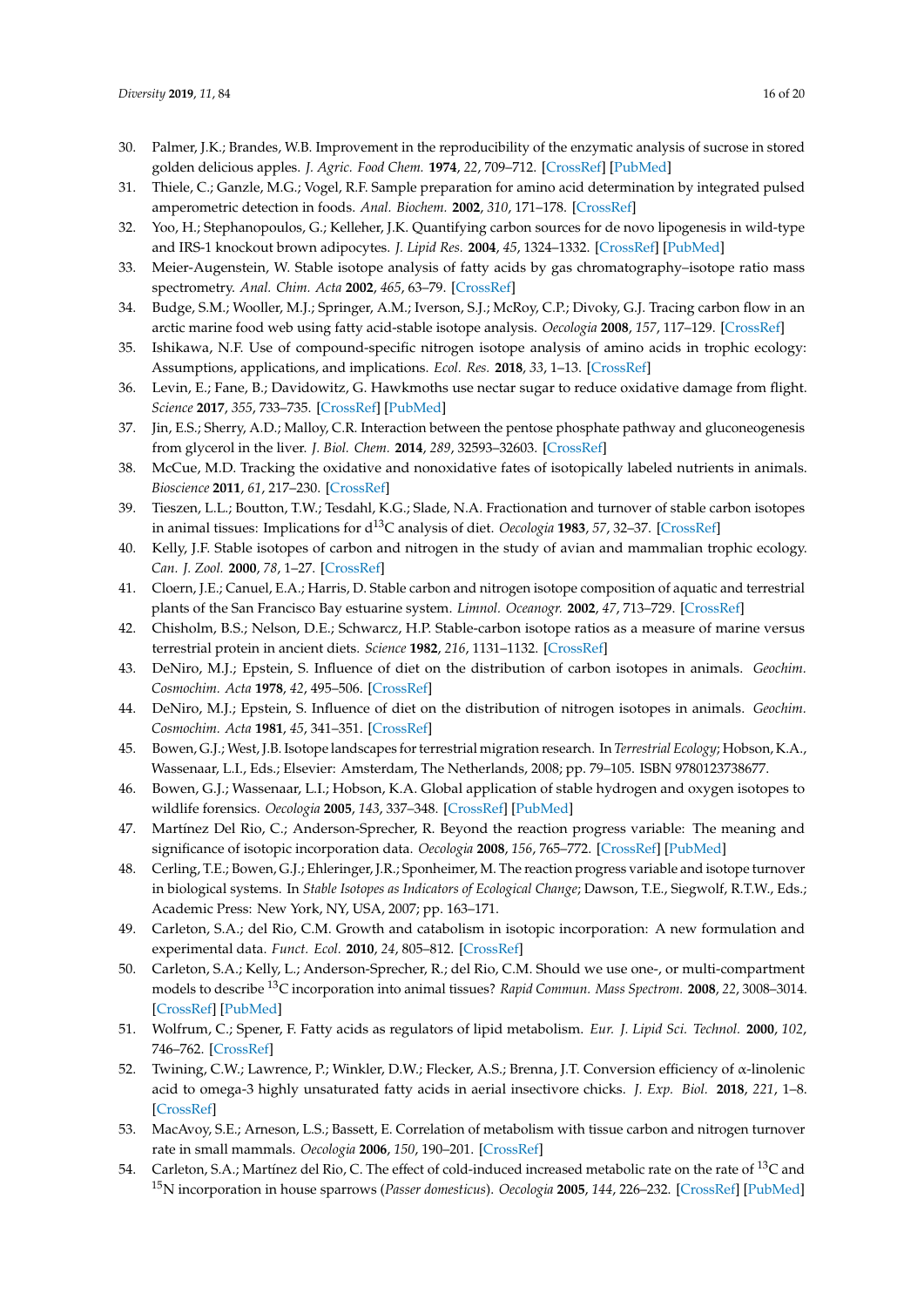30. Palmer, J.K.; Brandes, W.B. Improvement in the reproducibility of the enzymatic analysis of sucrose in stored golden delicious apples. *J. Agric. Food Chem.* **1974**, *22*, 709–712. [CrossRef] [PubMed]
31. Thiele, C.; Ganzle, M.G.; Vogel, R.F. Sample preparation for amino acid determination by integrated pulsed amperometric detection in foods. *Anal. Biochem.* **2002**, *310*, 171–178. [CrossRef]
32. Yoo, H.; Stephanopoulos, G.; Kelleher, J.K. Quantifying carbon sources for de novo lipogenesis in wild-type and IRS-1 knockout brown adipocytes. *J. Lipid Res.* **2004**, *45*, 1324–1332. [CrossRef] [PubMed]
33. Meier-Augenstein, W. Stable isotope analysis of fatty acids by gas chromatography–isotope ratio mass spectrometry. *Anal. Chim. Acta* **2002**, *465*, 63–79. [CrossRef]
34. Budge, S.M.; Wooller, M.J.; Springer, A.M.; Iverson, S.J.; McRoy, C.P.; Divoky, G.J. Tracing carbon flow in an arctic marine food web using fatty acid-stable isotope analysis. *Oecologia* **2008**, *157*, 117–129. [CrossRef]
35. Ishikawa, N.F. Use of compound-specific nitrogen isotope analysis of amino acids in trophic ecology: Assumptions, applications, and implications. *Ecol. Res.* **2018**, *33*, 1–13. [CrossRef]
36. Levin, E.; Fane, B.; Davidowitz, G. Hawkmoths use nectar sugar to reduce oxidative damage from flight. *Science* **2017**, *355*, 733–735. [CrossRef] [PubMed]
37. Jin, E.S.; Sherry, A.D.; Malloy, C.R. Interaction between the pentose phosphate pathway and gluconeogenesis from glycerol in the liver. *J. Biol. Chem.* **2014**, *289*, 32593–32603. [CrossRef]
38. McCue, M.D. Tracking the oxidative and nonoxidative fates of isotopically labeled nutrients in animals. *Bioscience* **2011**, *61*, 217–230. [CrossRef]
39. Tieszen, L.L.; Boutton, T.W.; Tesdahl, K.G.; Slade, N.A. Fractionation and turnover of stable carbon isotopes in animal tissues: Implications for d$^{13}$C analysis of diet. *Oecologia* **1983**, *57*, 32–37. [CrossRef]
40. Kelly, J.F. Stable isotopes of carbon and nitrogen in the study of avian and mammalian trophic ecology. *Can. J. Zool.* **2000**, *78*, 1–27. [CrossRef]
41. Cloern, J.E.; Canuel, E.A.; Harris, D. Stable carbon and nitrogen isotope composition of aquatic and terrestrial plants of the San Francisco Bay estuarine system. *Limnol. Oceanogr.* **2002**, *47*, 713–729. [CrossRef]
42. Chisholm, B.S.; Nelson, D.E.; Schwarcz, H.P. Stable-carbon isotope ratios as a measure of marine versus terrestrial protein in ancient diets. *Science* **1982**, *216*, 1131–1132. [CrossRef]
43. DeNiro, M.J.; Epstein, S. Influence of diet on the distribution of carbon isotopes in animals. *Geochim. Cosmochim. Acta* **1978**, *42*, 495–506. [CrossRef]
44. DeNiro, M.J.; Epstein, S. Influence of diet on the distribution of nitrogen isotopes in animals. *Geochim. Cosmochim. Acta* **1981**, *45*, 341–351. [CrossRef]
45. Bowen, G.J.; West, J.B. Isotope landscapes for terrestrial migration research. In *Terrestrial Ecology*; Hobson, K.A., Wassenaar, L.I., Eds.; Elsevier: Amsterdam, The Netherlands, 2008; pp. 79–105. ISBN 9780123738677.
46. Bowen, G.J.; Wassenaar, L.I.; Hobson, K.A. Global application of stable hydrogen and oxygen isotopes to wildlife forensics. *Oecologia* **2005**, *143*, 337–348. [CrossRef] [PubMed]
47. Martínez Del Rio, C.; Anderson-Sprecher, R. Beyond the reaction progress variable: The meaning and significance of isotopic incorporation data. *Oecologia* **2008**, *156*, 765–772. [CrossRef] [PubMed]
48. Cerling, T.E.; Bowen, G.J.; Ehleringer, J.R.; Sponheimer, M. The reaction progress variable and isotope turnover in biological systems. In *Stable Isotopes as Indicators of Ecological Change*; Dawson, T.E., Siegwolf, R.T.W., Eds.; Academic Press: New York, NY, USA, 2007; pp. 163–171.
49. Carleton, S.A.; del Rio, C.M. Growth and catabolism in isotopic incorporation: A new formulation and experimental data. *Funct. Ecol.* **2010**, *24*, 805–812. [CrossRef]
50. Carleton, S.A.; Kelly, L.; Anderson-Sprecher, R.; del Rio, C.M. Should we use one-, or multi-compartment models to describe $^{13}$C incorporation into animal tissues? *Rapid Commun. Mass Spectrom.* **2008**, *22*, 3008–3014. [CrossRef] [PubMed]
51. Wolfrum, C.; Spener, F. Fatty acids as regulators of lipid metabolism. *Eur. J. Lipid Sci. Technol.* **2000**, *102*, 746–762. [CrossRef]
52. Twining, C.W.; Lawrence, P.; Winkler, D.W.; Flecker, A.S.; Brenna, J.T. Conversion efficiency of α-linolenic acid to omega-3 highly unsaturated fatty acids in aerial insectivore chicks. *J. Exp. Biol.* **2018**, *221*, 1–8. [CrossRef]
53. MacAvoy, S.E.; Arneson, L.S.; Bassett, E. Correlation of metabolism with tissue carbon and nitrogen turnover rate in small mammals. *Oecologia* **2006**, *150*, 190–201. [CrossRef]
54. Carleton, S.A.; Martínez del Rio, C. The effect of cold-induced increased metabolic rate on the rate of $^{13}$C and $^{15}$N incorporation in house sparrows (*Passer domesticus*). *Oecologia* **2005**, *144*, 226–232. [CrossRef] [PubMed]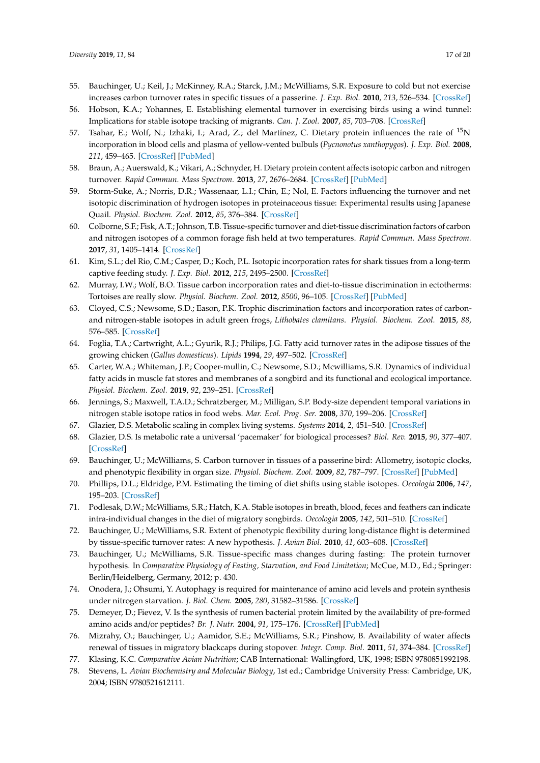55. Bauchinger, U.; Keil, J.; McKinney, R.A.; Starck, J.M.; McWilliams, S.R. Exposure to cold but not exercise increases carbon turnover rates in specific tissues of a passerine. *J. Exp. Biol.* **2010**, *213*, 526–534. [CrossRef]
56. Hobson, K.A.; Yohannes, E. Establishing elemental turnover in exercising birds using a wind tunnel: Implications for stable isotope tracking of migrants. *Can. J. Zool.* **2007**, *85*, 703–708. [CrossRef]
57. Tsahar, E.; Wolf, N.; Izhaki, I.; Arad, Z.; del Martínez, C. Dietary protein influences the rate of $^{15}$N incorporation in blood cells and plasma of yellow-vented bulbuls (*Pycnonotus xanthopygos*). *J. Exp. Biol.* **2008**, *211*, 459–465. [CrossRef] [PubMed]
58. Braun, A.; Auerswald, K.; Vikari, A.; Schnyder, H. Dietary protein content affects isotopic carbon and nitrogen turnover. *Rapid Commun. Mass Spectrom.* **2013**, *27*, 2676–2684. [CrossRef] [PubMed]
59. Storm-Suke, A.; Norris, D.R.; Wassenaar, L.I.; Chin, E.; Nol, E. Factors influencing the turnover and net isotopic discrimination of hydrogen isotopes in proteinaceous tissue: Experimental results using Japanese Quail. *Physiol. Biochem. Zool.* **2012**, *85*, 376–384. [CrossRef]
60. Colborne, S.F.; Fisk, A.T.; Johnson, T.B. Tissue-specific turnover and diet-tissue discrimination factors of carbon and nitrogen isotopes of a common forage fish held at two temperatures. *Rapid Commun. Mass Spectrom.* **2017**, *31*, 1405–1414. [CrossRef]
61. Kim, S.L.; del Rio, C.M.; Casper, D.; Koch, P.L. Isotopic incorporation rates for shark tissues from a long-term captive feeding study. *J. Exp. Biol.* **2012**, *215*, 2495–2500. [CrossRef]
62. Murray, I.W.; Wolf, B.O. Tissue carbon incorporation rates and diet-to-tissue discrimination in ectotherms: Tortoises are really slow. *Physiol. Biochem. Zool.* **2012**, *8500*, 96–105. [CrossRef] [PubMed]
63. Cloyed, C.S.; Newsome, S.D.; Eason, P.K. Trophic discrimination factors and incorporation rates of carbon- and nitrogen-stable isotopes in adult green frogs, *Lithobates clamitans*. *Physiol. Biochem. Zool.* **2015**, *88*, 576–585. [CrossRef]
64. Foglia, T.A.; Cartwright, A.L.; Gyurik, R.J.; Philips, J.G. Fatty acid turnover rates in the adipose tissues of the growing chicken (*Gallus domesticus*). *Lipids* **1994**, *29*, 497–502. [CrossRef]
65. Carter, W.A.; Whiteman, J.P.; Cooper-mullin, C.; Newsome, S.D.; Mcwilliams, S.R. Dynamics of individual fatty acids in muscle fat stores and membranes of a songbird and its functional and ecological importance. *Physiol. Biochem. Zool.* **2019**, *92*, 239–251. [CrossRef]
66. Jennings, S.; Maxwell, T.A.D.; Schratzberger, M.; Milligan, S.P. Body-size dependent temporal variations in nitrogen stable isotope ratios in food webs. *Mar. Ecol. Prog. Ser.* **2008**, *370*, 199–206. [CrossRef]
67. Glazier, D.S. Metabolic scaling in complex living systems. *Systems* **2014**, *2*, 451–540. [CrossRef]
68. Glazier, D.S. Is metabolic rate a universal 'pacemaker' for biological processes? *Biol. Rev.* **2015**, *90*, 377–407. [CrossRef]
69. Bauchinger, U.; McWilliams, S. Carbon turnover in tissues of a passerine bird: Allometry, isotopic clocks, and phenotypic flexibility in organ size. *Physiol. Biochem. Zool.* **2009**, *82*, 787–797. [CrossRef] [PubMed]
70. Phillips, D.L.; Eldridge, P.M. Estimating the timing of diet shifts using stable isotopes. *Oecologia* **2006**, *147*, 195–203. [CrossRef]
71. Podlesak, D.W.; McWilliams, S.R.; Hatch, K.A. Stable isotopes in breath, blood, feces and feathers can indicate intra-individual changes in the diet of migratory songbirds. *Oecologia* **2005**, *142*, 501–510. [CrossRef]
72. Bauchinger, U.; McWilliams, S.R. Extent of phenotypic flexibility during long-distance flight is determined by tissue-specific turnover rates: A new hypothesis. *J. Avian Biol.* **2010**, *41*, 603–608. [CrossRef]
73. Bauchinger, U.; McWilliams, S.R. Tissue-specific mass changes during fasting: The protein turnover hypothesis. In *Comparative Physiology of Fasting, Starvation, and Food Limitation*; McCue, M.D., Ed.; Springer: Berlin/Heidelberg, Germany, 2012; p. 430.
74. Onodera, J.; Ohsumi, Y. Autophagy is required for maintenance of amino acid levels and protein synthesis under nitrogen starvation. *J. Biol. Chem.* **2005**, *280*, 31582–31586. [CrossRef]
75. Demeyer, D.; Fievez, V. Is the synthesis of rumen bacterial protein limited by the availability of pre-formed amino acids and/or peptides? *Br. J. Nutr.* **2004**, *91*, 175–176. [CrossRef] [PubMed]
76. Mizrahy, O.; Bauchinger, U.; Aamidor, S.E.; McWilliams, S.R.; Pinshow, B. Availability of water affects renewal of tissues in migratory blackcaps during stopover. *Integr. Comp. Biol.* **2011**, *51*, 374–384. [CrossRef]
77. Klasing, K.C. *Comparative Avian Nutrition*; CAB International: Wallingford, UK, 1998; ISBN 9780851992198.
78. Stevens, L. *Avian Biochemistry and Molecular Biology*, 1st ed.; Cambridge University Press: Cambridge, UK, 2004; ISBN 9780521612111.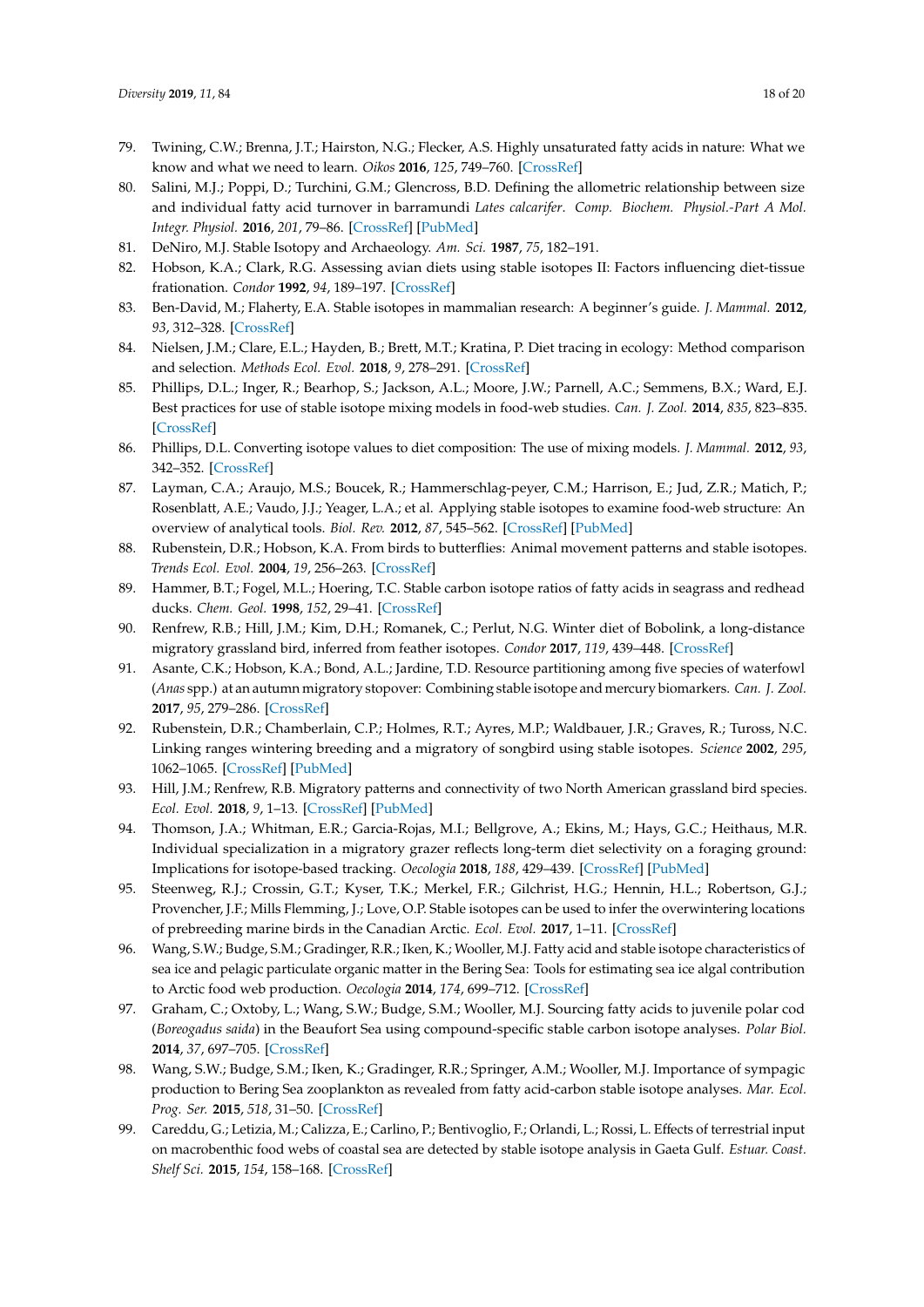79. Twining, C.W.; Brenna, J.T.; Hairston, N.G.; Flecker, A.S. Highly unsaturated fatty acids in nature: What we know and what we need to learn. *Oikos* **2016**, *125*, 749–760. [CrossRef]
80. Salini, M.J.; Poppi, D.; Turchini, G.M.; Glencross, B.D. Defining the allometric relationship between size and individual fatty acid turnover in barramundi *Lates calcarifer*. *Comp. Biochem. Physiol.-Part A Mol. Integr. Physiol.* **2016**, *201*, 79–86. [CrossRef] [PubMed]
81. DeNiro, M.J. Stable Isotopy and Archaeology. *Am. Sci.* **1987**, *75*, 182–191.
82. Hobson, K.A.; Clark, R.G. Assessing avian diets using stable isotopes II: Factors influencing diet-tissue frationation. *Condor* **1992**, *94*, 189–197. [CrossRef]
83. Ben-David, M.; Flaherty, E.A. Stable isotopes in mammalian research: A beginner's guide. *J. Mammal.* **2012**, *93*, 312–328. [CrossRef]
84. Nielsen, J.M.; Clare, E.L.; Hayden, B.; Brett, M.T.; Kratina, P. Diet tracing in ecology: Method comparison and selection. *Methods Ecol. Evol.* **2018**, *9*, 278–291. [CrossRef]
85. Phillips, D.L.; Inger, R.; Bearhop, S.; Jackson, A.L.; Moore, J.W.; Parnell, A.C.; Semmens, B.X.; Ward, E.J. Best practices for use of stable isotope mixing models in food-web studies. *Can. J. Zool.* **2014**, *835*, 823–835. [CrossRef]
86. Phillips, D.L. Converting isotope values to diet composition: The use of mixing models. *J. Mammal.* **2012**, *93*, 342–352. [CrossRef]
87. Layman, C.A.; Araujo, M.S.; Boucek, R.; Hammerschlag-peyer, C.M.; Harrison, E.; Jud, Z.R.; Matich, P.; Rosenblatt, A.E.; Vaudo, J.J.; Yeager, L.A.; et al. Applying stable isotopes to examine food-web structure: An overview of analytical tools. *Biol. Rev.* **2012**, *87*, 545–562. [CrossRef] [PubMed]
88. Rubenstein, D.R.; Hobson, K.A. From birds to butterflies: Animal movement patterns and stable isotopes. *Trends Ecol. Evol.* **2004**, *19*, 256–263. [CrossRef]
89. Hammer, B.T.; Fogel, M.L.; Hoering, T.C. Stable carbon isotope ratios of fatty acids in seagrass and redhead ducks. *Chem. Geol.* **1998**, *152*, 29–41. [CrossRef]
90. Renfrew, R.B.; Hill, J.M.; Kim, D.H.; Romanek, C.; Perlut, N.G. Winter diet of Bobolink, a long-distance migratory grassland bird, inferred from feather isotopes. *Condor* **2017**, *119*, 439–448. [CrossRef]
91. Asante, C.K.; Hobson, K.A.; Bond, A.L.; Jardine, T.D. Resource partitioning among five species of waterfowl (*Anas* spp.) at an autumn migratory stopover: Combining stable isotope and mercury biomarkers. *Can. J. Zool.* **2017**, *95*, 279–286. [CrossRef]
92. Rubenstein, D.R.; Chamberlain, C.P.; Holmes, R.T.; Ayres, M.P.; Waldbauer, J.R.; Graves, R.; Tuross, N.C. Linking ranges wintering breeding and a migratory of songbird using stable isotopes. *Science* **2002**, *295*, 1062–1065. [CrossRef] [PubMed]
93. Hill, J.M.; Renfrew, R.B. Migratory patterns and connectivity of two North American grassland bird species. *Ecol. Evol.* **2018**, *9*, 1–13. [CrossRef] [PubMed]
94. Thomson, J.A.; Whitman, E.R.; Garcia-Rojas, M.I.; Bellgrove, A.; Ekins, M.; Hays, G.C.; Heithaus, M.R. Individual specialization in a migratory grazer reflects long-term diet selectivity on a foraging ground: Implications for isotope-based tracking. *Oecologia* **2018**, *188*, 429–439. [CrossRef] [PubMed]
95. Steenweg, R.J.; Crossin, G.T.; Kyser, T.K.; Merkel, F.R.; Gilchrist, H.G.; Hennin, H.L.; Robertson, G.J.; Provencher, J.F.; Mills Flemming, J.; Love, O.P. Stable isotopes can be used to infer the overwintering locations of prebreeding marine birds in the Canadian Arctic. *Ecol. Evol.* **2017**, 1–11. [CrossRef]
96. Wang, S.W.; Budge, S.M.; Gradinger, R.R.; Iken, K.; Wooller, M.J. Fatty acid and stable isotope characteristics of sea ice and pelagic particulate organic matter in the Bering Sea: Tools for estimating sea ice algal contribution to Arctic food web production. *Oecologia* **2014**, *174*, 699–712. [CrossRef]
97. Graham, C.; Oxtoby, L.; Wang, S.W.; Budge, S.M.; Wooller, M.J. Sourcing fatty acids to juvenile polar cod (*Boreogadus saida*) in the Beaufort Sea using compound-specific stable carbon isotope analyses. *Polar Biol.* **2014**, *37*, 697–705. [CrossRef]
98. Wang, S.W.; Budge, S.M.; Iken, K.; Gradinger, R.R.; Springer, A.M.; Wooller, M.J. Importance of sympagic production to Bering Sea zooplankton as revealed from fatty acid-carbon stable isotope analyses. *Mar. Ecol. Prog. Ser.* **2015**, *518*, 31–50. [CrossRef]
99. Careddu, G.; Letizia, M.; Calizza, E.; Carlino, P.; Bentivoglio, F.; Orlandi, L.; Rossi, L. Effects of terrestrial input on macrobenthic food webs of coastal sea are detected by stable isotope analysis in Gaeta Gulf. *Estuar. Coast. Shelf Sci.* **2015**, *154*, 158–168. [CrossRef]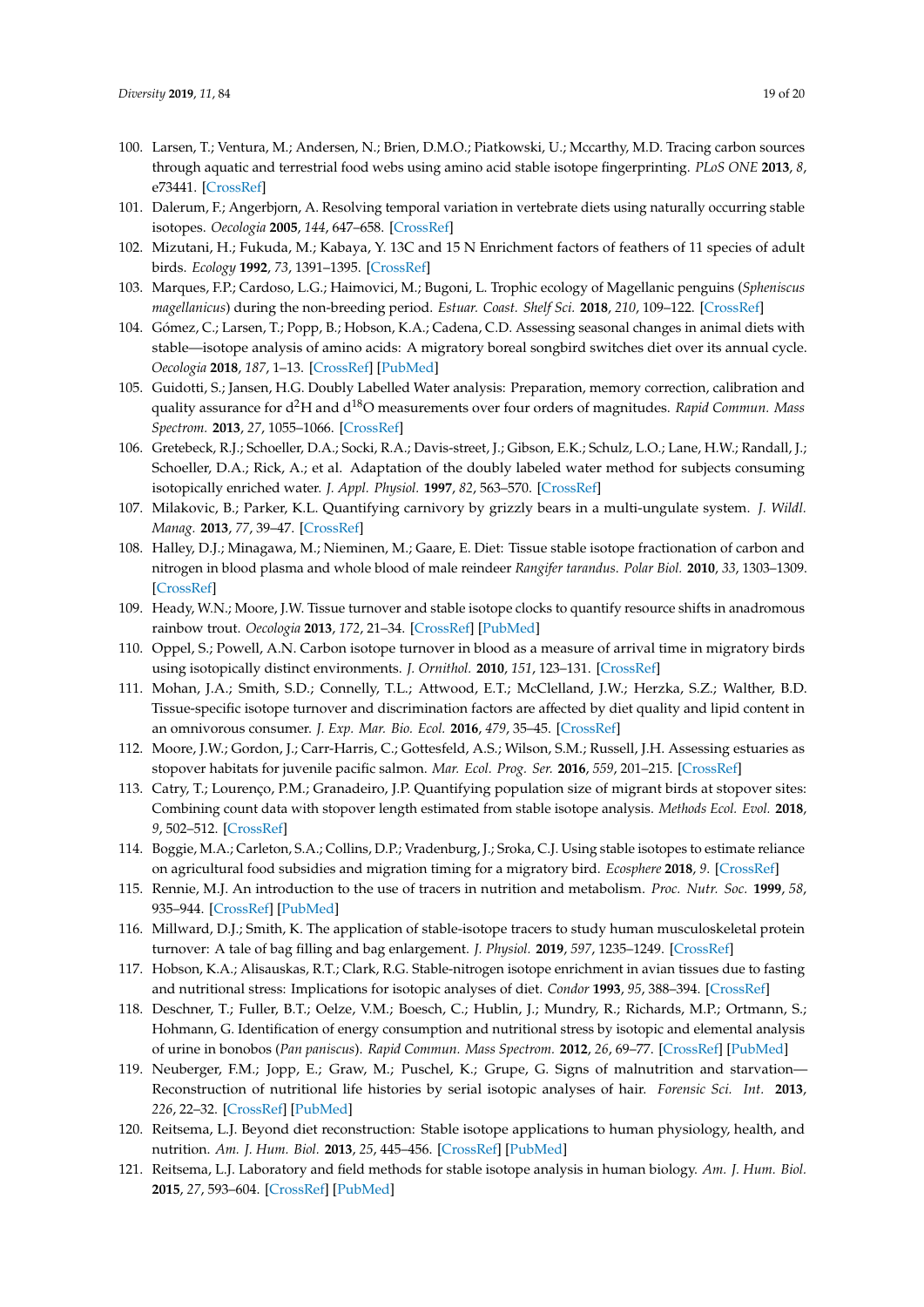100. Larsen, T.; Ventura, M.; Andersen, N.; Brien, D.M.O.; Piatkowski, U.; Mccarthy, M.D. Tracing carbon sources through aquatic and terrestrial food webs using amino acid stable isotope fingerprinting. *PLoS ONE* **2013**, *8*, e73441. [CrossRef]
101. Dalerum, F.; Angerbjorn, A. Resolving temporal variation in vertebrate diets using naturally occurring stable isotopes. *Oecologia* **2005**, *144*, 647–658. [CrossRef]
102. Mizutani, H.; Fukuda, M.; Kabaya, Y. 13C and 15 N Enrichment factors of feathers of 11 species of adult birds. *Ecology* **1992**, *73*, 1391–1395. [CrossRef]
103. Marques, F.P.; Cardoso, L.G.; Haimovici, M.; Bugoni, L. Trophic ecology of Magellanic penguins (*Spheniscus magellanicus*) during the non-breeding period. *Estuar. Coast. Shelf Sci.* **2018**, *210*, 109–122. [CrossRef]
104. Gómez, C.; Larsen, T.; Popp, B.; Hobson, K.A.; Cadena, C.D. Assessing seasonal changes in animal diets with stable—isotope analysis of amino acids: A migratory boreal songbird switches diet over its annual cycle. *Oecologia* **2018**, *187*, 1–13. [CrossRef] [PubMed]
105. Guidotti, S.; Jansen, H.G. Doubly Labelled Water analysis: Preparation, memory correction, calibration and quality assurance for d$^2$H and d$^{18}$O measurements over four orders of magnitudes. *Rapid Commun. Mass Spectrom.* **2013**, *27*, 1055–1066. [CrossRef]
106. Gretebeck, R.J.; Schoeller, D.A.; Socki, R.A.; Davis-street, J.; Gibson, E.K.; Schulz, L.O.; Lane, H.W.; Randall, J.; Schoeller, D.A.; Rick, A.; et al. Adaptation of the doubly labeled water method for subjects consuming isotopically enriched water. *J. Appl. Physiol.* **1997**, *82*, 563–570. [CrossRef]
107. Milakovic, B.; Parker, K.L. Quantifying carnivory by grizzly bears in a multi-ungulate system. *J. Wildl. Manag.* **2013**, *77*, 39–47. [CrossRef]
108. Halley, D.J.; Minagawa, M.; Nieminen, M.; Gaare, E. Diet: Tissue stable isotope fractionation of carbon and nitrogen in blood plasma and whole blood of male reindeer *Rangifer tarandus*. *Polar Biol.* **2010**, *33*, 1303–1309. [CrossRef]
109. Heady, W.N.; Moore, J.W. Tissue turnover and stable isotope clocks to quantify resource shifts in anadromous rainbow trout. *Oecologia* **2013**, *172*, 21–34. [CrossRef] [PubMed]
110. Oppel, S.; Powell, A.N. Carbon isotope turnover in blood as a measure of arrival time in migratory birds using isotopically distinct environments. *J. Ornithol.* **2010**, *151*, 123–131. [CrossRef]
111. Mohan, J.A.; Smith, S.D.; Connelly, T.L.; Attwood, E.T.; McClelland, J.W.; Herzka, S.Z.; Walther, B.D. Tissue-specific isotope turnover and discrimination factors are affected by diet quality and lipid content in an omnivorous consumer. *J. Exp. Mar. Bio. Ecol.* **2016**, *479*, 35–45. [CrossRef]
112. Moore, J.W.; Gordon, J.; Carr-Harris, C.; Gottesfeld, A.S.; Wilson, S.M.; Russell, J.H. Assessing estuaries as stopover habitats for juvenile pacific salmon. *Mar. Ecol. Prog. Ser.* **2016**, *559*, 201–215. [CrossRef]
113. Catry, T.; Lourenço, P.M.; Granadeiro, J.P. Quantifying population size of migrant birds at stopover sites: Combining count data with stopover length estimated from stable isotope analysis. *Methods Ecol. Evol.* **2018**, *9*, 502–512. [CrossRef]
114. Boggie, M.A.; Carleton, S.A.; Collins, D.P.; Vradenburg, J.; Sroka, C.J. Using stable isotopes to estimate reliance on agricultural food subsidies and migration timing for a migratory bird. *Ecosphere* **2018**, *9*. [CrossRef]
115. Rennie, M.J. An introduction to the use of tracers in nutrition and metabolism. *Proc. Nutr. Soc.* **1999**, *58*, 935–944. [CrossRef] [PubMed]
116. Millward, D.J.; Smith, K. The application of stable-isotope tracers to study human musculoskeletal protein turnover: A tale of bag filling and bag enlargement. *J. Physiol.* **2019**, *597*, 1235–1249. [CrossRef]
117. Hobson, K.A.; Alisauskas, R.T.; Clark, R.G. Stable-nitrogen isotope enrichment in avian tissues due to fasting and nutritional stress: Implications for isotopic analyses of diet. *Condor* **1993**, *95*, 388–394. [CrossRef]
118. Deschner, T.; Fuller, B.T.; Oelze, V.M.; Boesch, C.; Hublin, J.; Mundry, R.; Richards, M.P.; Ortmann, S.; Hohmann, G. Identification of energy consumption and nutritional stress by isotopic and elemental analysis of urine in bonobos (*Pan paniscus*). *Rapid Commun. Mass Spectrom.* **2012**, *26*, 69–77. [CrossRef] [PubMed]
119. Neuberger, F.M.; Jopp, E.; Graw, M.; Puschel, K.; Grupe, G. Signs of malnutrition and starvation—Reconstruction of nutritional life histories by serial isotopic analyses of hair. *Forensic Sci. Int.* **2013**, *226*, 22–32. [CrossRef] [PubMed]
120. Reitsema, L.J. Beyond diet reconstruction: Stable isotope applications to human physiology, health, and nutrition. *Am. J. Hum. Biol.* **2013**, *25*, 445–456. [CrossRef] [PubMed]
121. Reitsema, L.J. Laboratory and field methods for stable isotope analysis in human biology. *Am. J. Hum. Biol.* **2015**, *27*, 593–604. [CrossRef] [PubMed]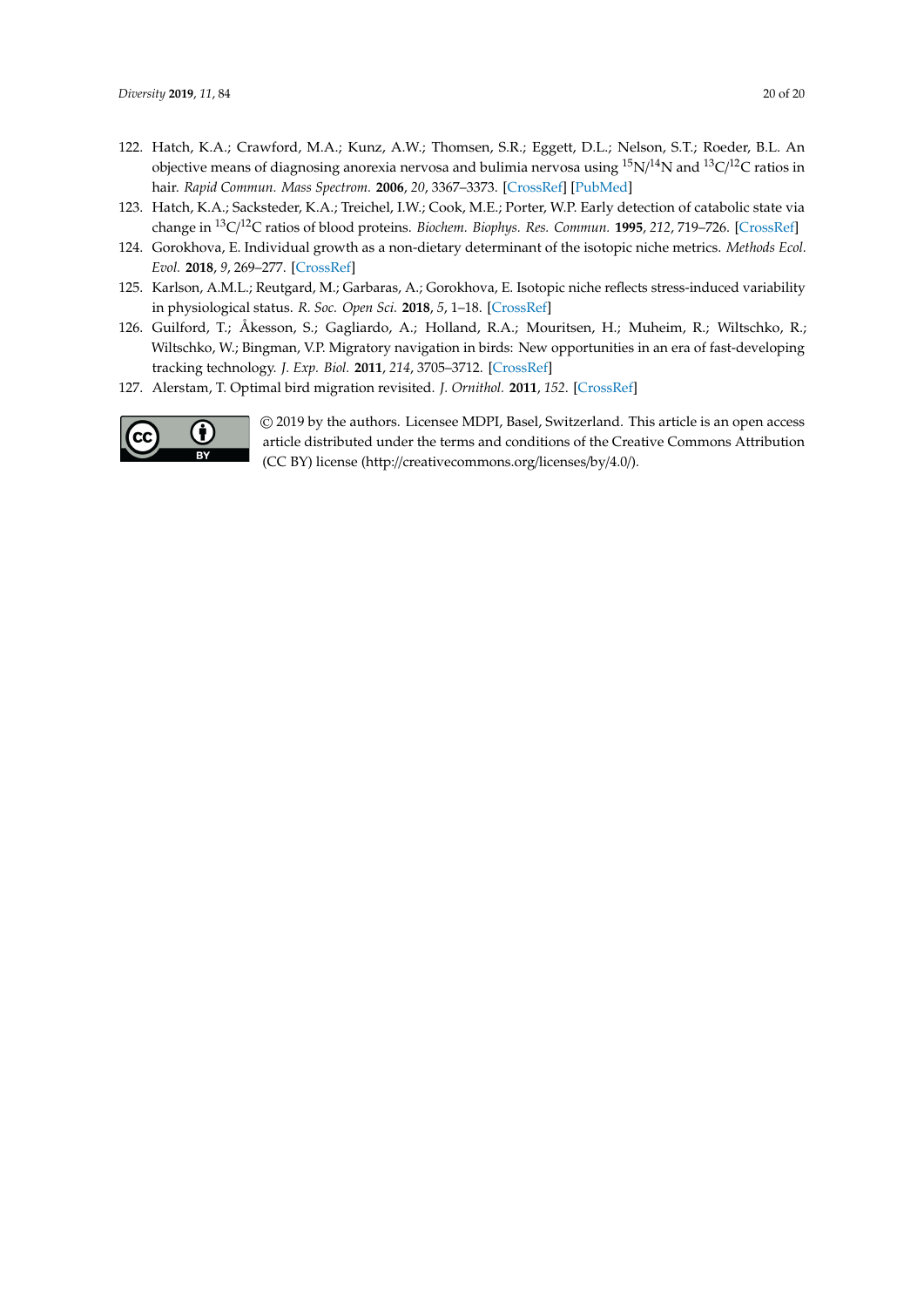122. Hatch, K.A.; Crawford, M.A.; Kunz, A.W.; Thomsen, S.R.; Eggett, D.L.; Nelson, S.T.; Roeder, B.L. An objective means of diagnosing anorexia nervosa and bulimia nervosa using $^{15}N/^{14}N$ and $^{13}C/^{12}C$ ratios in hair. *Rapid Commun. Mass Spectrom.* **2006**, *20*, 3367–3373. [CrossRef] [PubMed]
123. Hatch, K.A.; Sacksteder, K.A.; Treichel, I.W.; Cook, M.E.; Porter, W.P. Early detection of catabolic state via change in $^{13}C/^{12}C$ ratios of blood proteins. *Biochem. Biophys. Res. Commun.* **1995**, *212*, 719–726. [CrossRef]
124. Gorokhova, E. Individual growth as a non-dietary determinant of the isotopic niche metrics. *Methods Ecol. Evol.* **2018**, *9*, 269–277. [CrossRef]
125. Karlson, A.M.L.; Reutgard, M.; Garbaras, A.; Gorokhova, E. Isotopic niche reflects stress-induced variability in physiological status. *R. Soc. Open Sci.* **2018**, *5*, 1–18. [CrossRef]
126. Guilford, T.; Åkesson, S.; Gagliardo, A.; Holland, R.A.; Mouritsen, H.; Muheim, R.; Wiltschko, R.; Wiltschko, W.; Bingman, V.P. Migratory navigation in birds: New opportunities in an era of fast-developing tracking technology. *J. Exp. Biol.* **2011**, *214*, 3705–3712. [CrossRef]
127. Alerstam, T. Optimal bird migration revisited. *J. Ornithol.* **2011**, *152*. [CrossRef]

© 2019 by the authors. Licensee MDPI, Basel, Switzerland. This article is an open access article distributed under the terms and conditions of the Creative Commons Attribution (CC BY) license (http://creativecommons.org/licenses/by/4.0/).